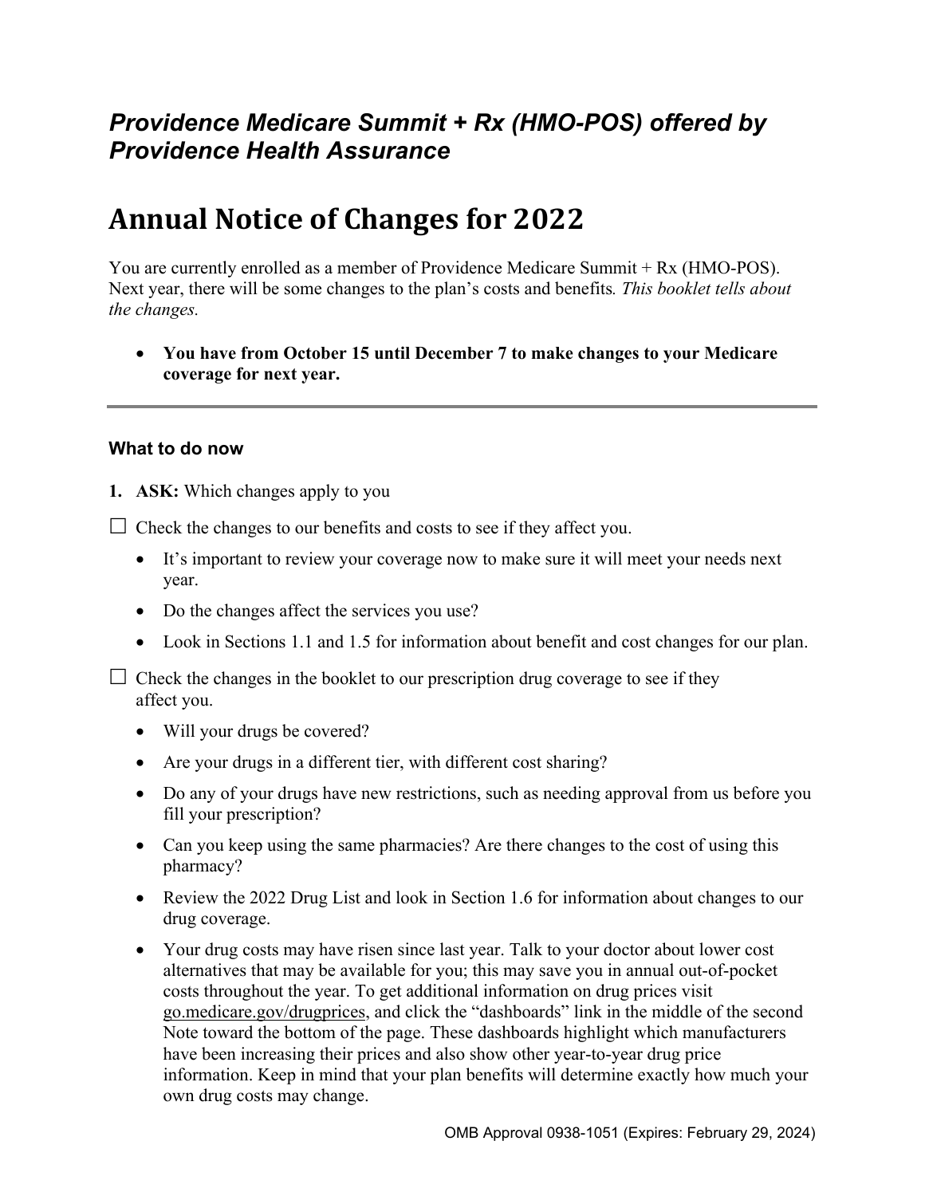## *Providence Medicare Summit + Rx (HMO-POS) offered by Providence Health Assurance*

# Annual Notice of Changes for 2022

You are currently enrolled as a member of Providence Medicare Summit + Rx (HMO-POS). Next year, there will be some changes to the plan's costs and benefits*. This booklet tells about the changes.*

- **You have from October 15 until December 7 to make changes to your Medicare coverage for next year.**

---

### What to do now

1. **ASK:** Which changes apply to you

☐ Check the changes to our benefits and costs to see if they affect you.

- It's important to review your coverage now to make sure it will meet your needs next year.
- Do the changes affect the services you use?
- Look in Sections 1.1 and 1.5 for information about benefit and cost changes for our plan.

☐ Check the changes in the booklet to our prescription drug coverage to see if they affect you.

- Will your drugs be covered?
- Are your drugs in a different tier, with different cost sharing?
- Do any of your drugs have new restrictions, such as needing approval from us before you fill your prescription?
- Can you keep using the same pharmacies? Are there changes to the cost of using this pharmacy?
- Review the 2022 Drug List and look in Section 1.6 for information about changes to our drug coverage.
- Your drug costs may have risen since last year. Talk to your doctor about lower cost alternatives that may be available for you; this may save you in annual out-of-pocket costs throughout the year. To get additional information on drug prices visit go.medicare.gov/drugprices, and click the "dashboards" link in the middle of the second Note toward the bottom of the page. These dashboards highlight which manufacturers have been increasing their prices and also show other year-to-year drug price information. Keep in mind that your plan benefits will determine exactly how much your own drug costs may change.

OMB Approval 0938-1051 (Expires: February 29, 2024)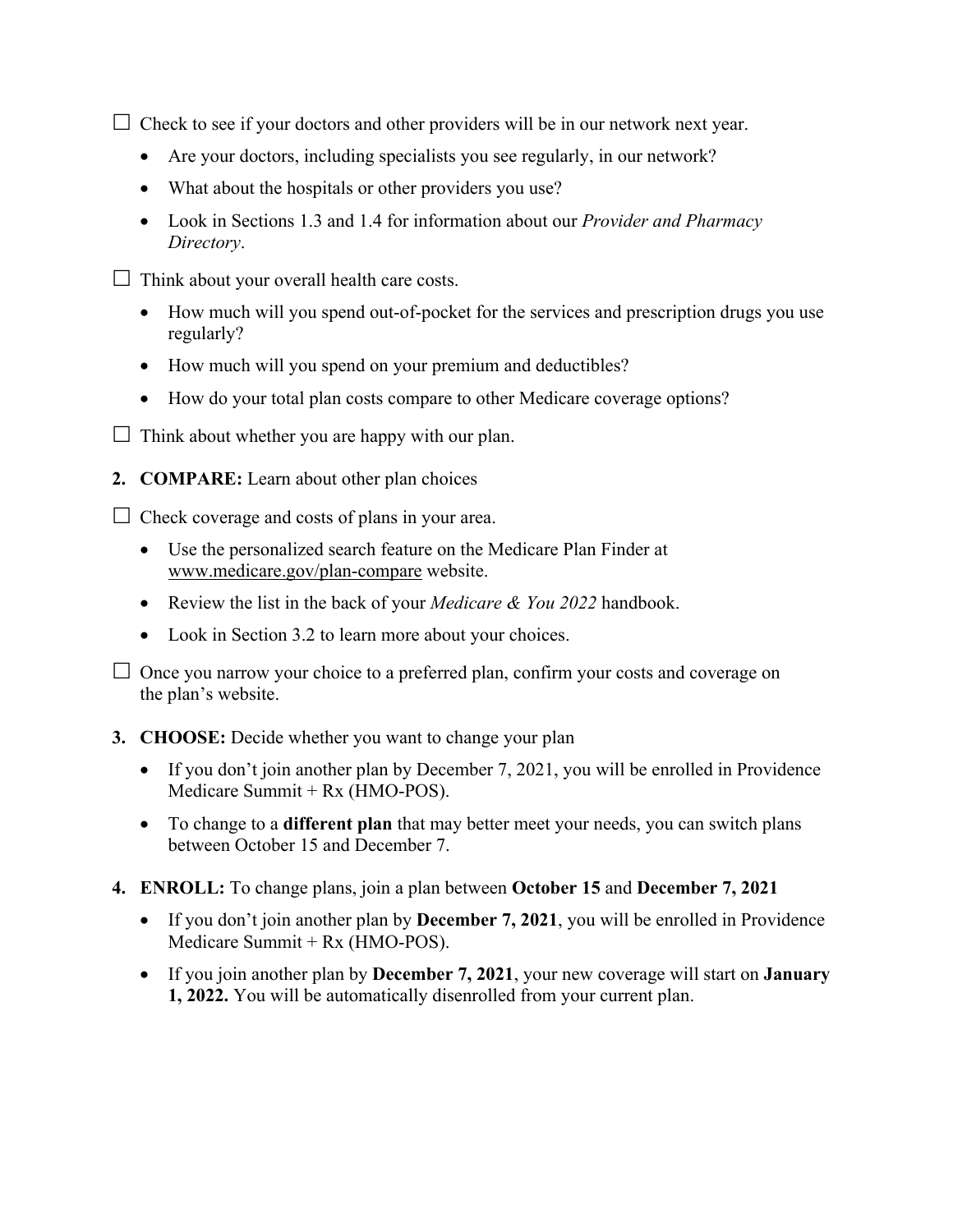☐ Check to see if your doctors and other providers will be in our network next year.

- Are your doctors, including specialists you see regularly, in our network?
- What about the hospitals or other providers you use?
- Look in Sections 1.3 and 1.4 for information about our *Provider and Pharmacy Directory*.

☐ Think about your overall health care costs.

- How much will you spend out-of-pocket for the services and prescription drugs you use regularly?
- How much will you spend on your premium and deductibles?
- How do your total plan costs compare to other Medicare coverage options?

☐ Think about whether you are happy with our plan.

2. **COMPARE:** Learn about other plan choices

☐ Check coverage and costs of plans in your area.

- Use the personalized search feature on the Medicare Plan Finder at www.medicare.gov/plan-compare website.
- Review the list in the back of your *Medicare & You 2022* handbook.
- Look in Section 3.2 to learn more about your choices.

☐ Once you narrow your choice to a preferred plan, confirm your costs and coverage on the plan's website.

3. **CHOOSE:** Decide whether you want to change your plan

- If you don't join another plan by December 7, 2021, you will be enrolled in Providence Medicare Summit + Rx (HMO-POS).
- To change to a **different plan** that may better meet your needs, you can switch plans between October 15 and December 7.

4. **ENROLL:** To change plans, join a plan between **October 15** and **December 7, 2021**

- If you don't join another plan by **December 7, 2021**, you will be enrolled in Providence Medicare Summit + Rx (HMO-POS).
- If you join another plan by **December 7, 2021**, your new coverage will start on **January 1, 2022.** You will be automatically disenrolled from your current plan.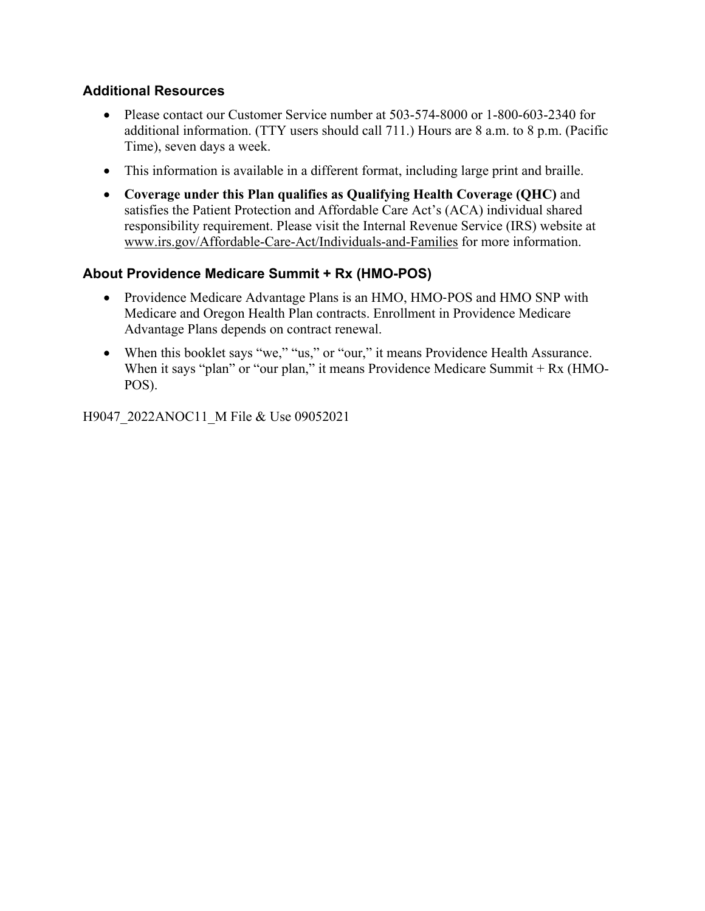### Additional Resources

- Please contact our Customer Service number at 503-574-8000 or 1-800-603-2340 for additional information. (TTY users should call 711.) Hours are 8 a.m. to 8 p.m. (Pacific Time), seven days a week.
- This information is available in a different format, including large print and braille.
- **Coverage under this Plan qualifies as Qualifying Health Coverage (QHC)** and satisfies the Patient Protection and Affordable Care Act's (ACA) individual shared responsibility requirement. Please visit the Internal Revenue Service (IRS) website at www.irs.gov/Affordable-Care-Act/Individuals-and-Families for more information.

### About Providence Medicare Summit + Rx (HMO-POS)

- Providence Medicare Advantage Plans is an HMO, HMO-POS and HMO SNP with Medicare and Oregon Health Plan contracts. Enrollment in Providence Medicare Advantage Plans depends on contract renewal.
- When this booklet says "we," "us," or "our," it means Providence Health Assurance. When it says "plan" or "our plan," it means Providence Medicare Summit + Rx (HMO-POS).

H9047_2022ANOC11_M File & Use 09052021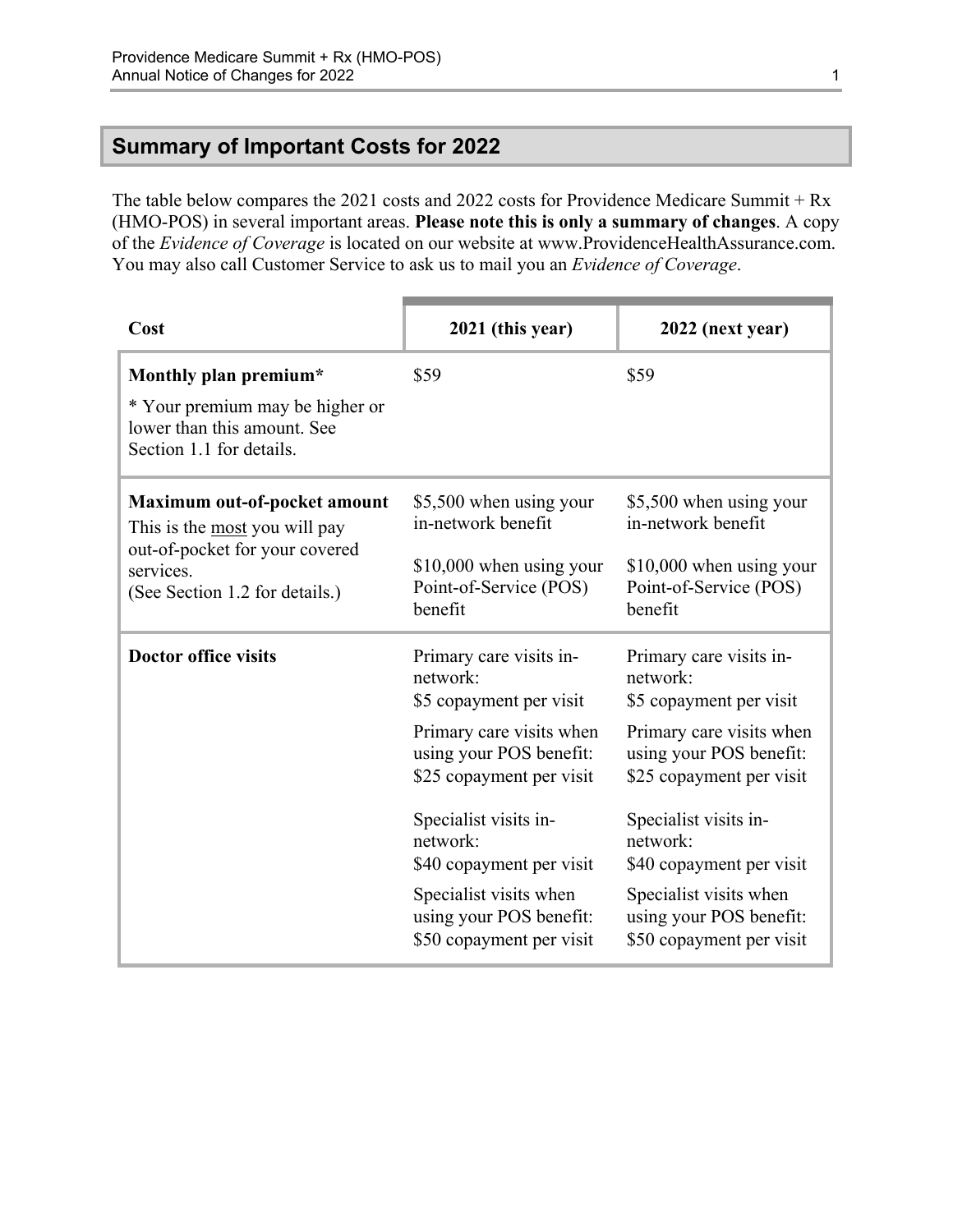## Summary of Important Costs for 2022

The table below compares the 2021 costs and 2022 costs for Providence Medicare Summit + Rx (HMO-POS) in several important areas. **Please note this is only a summary of changes**. A copy of the *Evidence of Coverage* is located on our website at www.ProvidenceHealthAssurance.com. You may also call Customer Service to ask us to mail you an *Evidence of Coverage*.

| Cost | 2021 (this year) | 2022 (next year) |
|---|---|---|
| **Monthly plan premium*** <br><br> * Your premium may be higher or lower than this amount. See Section 1.1 for details. | $59 | $59 |
| **Maximum out-of-pocket amount** <br> This is the <u>most</u> you will pay out-of-pocket for your covered services. <br> (See Section 1.2 for details.) | $5,500 when using your in-network benefit <br><br> $10,000 when using your Point-of-Service (POS) benefit | $5,500 when using your in-network benefit <br><br> $10,000 when using your Point-of-Service (POS) benefit |
| **Doctor office visits** | Primary care visits in-network: <br> $5 copayment per visit <br><br> Primary care visits when using your POS benefit: <br> $25 copayment per visit <br><br> Specialist visits in-network: <br> $40 copayment per visit <br><br> Specialist visits when using your POS benefit: <br> $50 copayment per visit | Primary care visits in-network: <br> $5 copayment per visit <br><br> Primary care visits when using your POS benefit: <br> $25 copayment per visit <br><br> Specialist visits in-network: <br> $40 copayment per visit <br><br> Specialist visits when using your POS benefit: <br> $50 copayment per visit |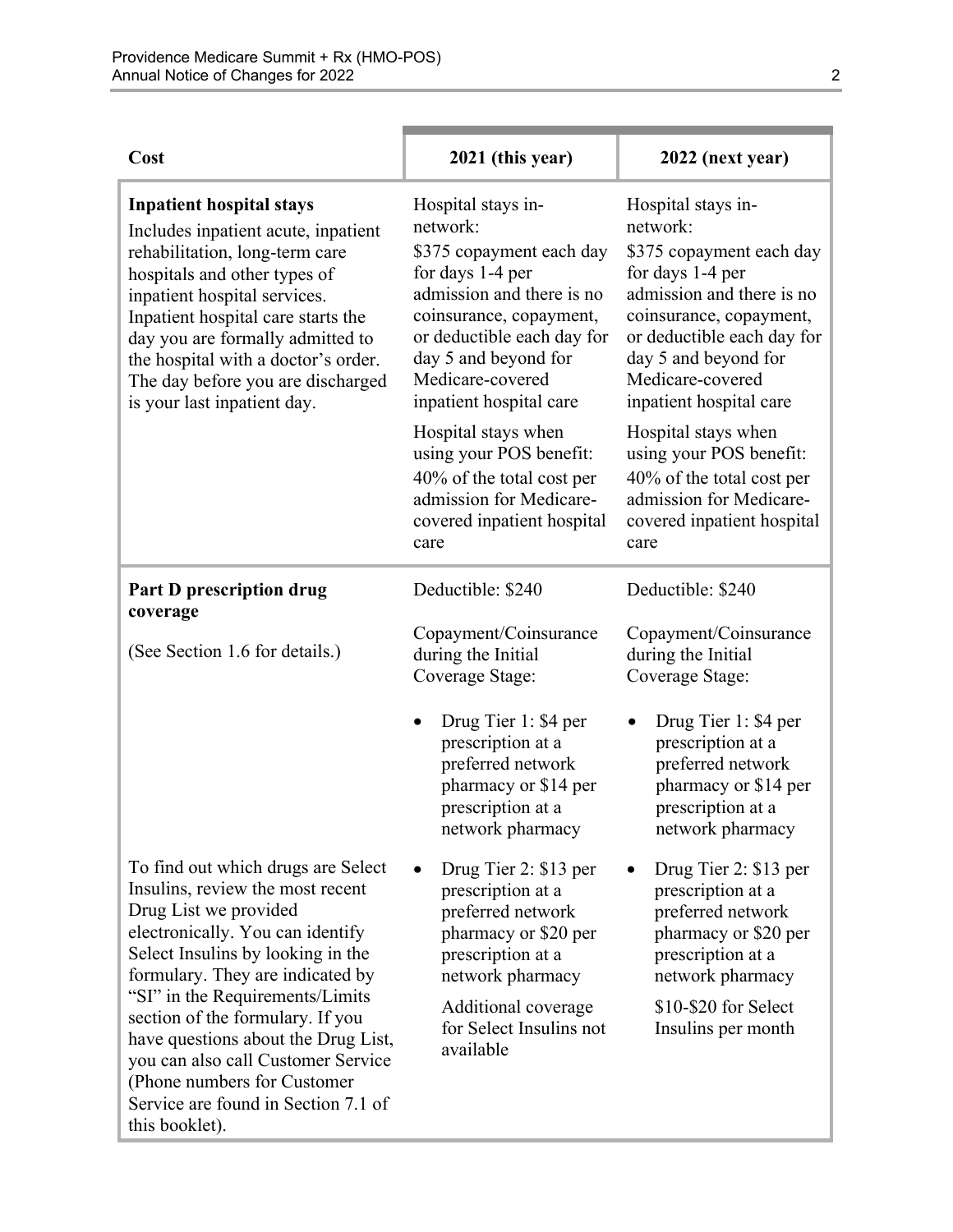| Cost | 2021 (this year) | 2022 (next year) |
|---|---|---|
| **Inpatient hospital stays**<br>Includes inpatient acute, inpatient rehabilitation, long-term care hospitals and other types of inpatient hospital services. Inpatient hospital care starts the day you are formally admitted to the hospital with a doctor's order. The day before you are discharged is your last inpatient day. | Hospital stays in-network:<br>$375 copayment each day for days 1-4 per admission and there is no coinsurance, copayment, or deductible each day for day 5 and beyond for Medicare-covered inpatient hospital care<br><br>Hospital stays when using your POS benefit:<br>40% of the total cost per admission for Medicare-covered inpatient hospital care | Hospital stays in-network:<br>$375 copayment each day for days 1-4 per admission and there is no coinsurance, copayment, or deductible each day for day 5 and beyond for Medicare-covered inpatient hospital care<br><br>Hospital stays when using your POS benefit:<br>40% of the total cost per admission for Medicare-covered inpatient hospital care |
| **Part D prescription drug coverage**<br><br>(See Section 1.6 for details.)<br><br>To find out which drugs are Select Insulins, review the most recent Drug List we provided electronically. You can identify Select Insulins by looking in the formulary. They are indicated by "SI" in the Requirements/Limits section of the formulary. If you have questions about the Drug List, you can also call Customer Service (Phone numbers for Customer Service are found in Section 7.1 of this booklet). | Deductible: $240<br><br>Copayment/Coinsurance during the Initial Coverage Stage:<br><br>• Drug Tier 1: $4 per prescription at a preferred network pharmacy or $14 per prescription at a network pharmacy<br><br>• Drug Tier 2: $13 per prescription at a preferred network pharmacy or $20 per prescription at a network pharmacy<br><br>Additional coverage for Select Insulins not available | Deductible: $240<br><br>Copayment/Coinsurance during the Initial Coverage Stage:<br><br>• Drug Tier 1: $4 per prescription at a preferred network pharmacy or $14 per prescription at a network pharmacy<br><br>• Drug Tier 2: $13 per prescription at a preferred network pharmacy or $20 per prescription at a network pharmacy<br><br>$10-$20 for Select Insulins per month |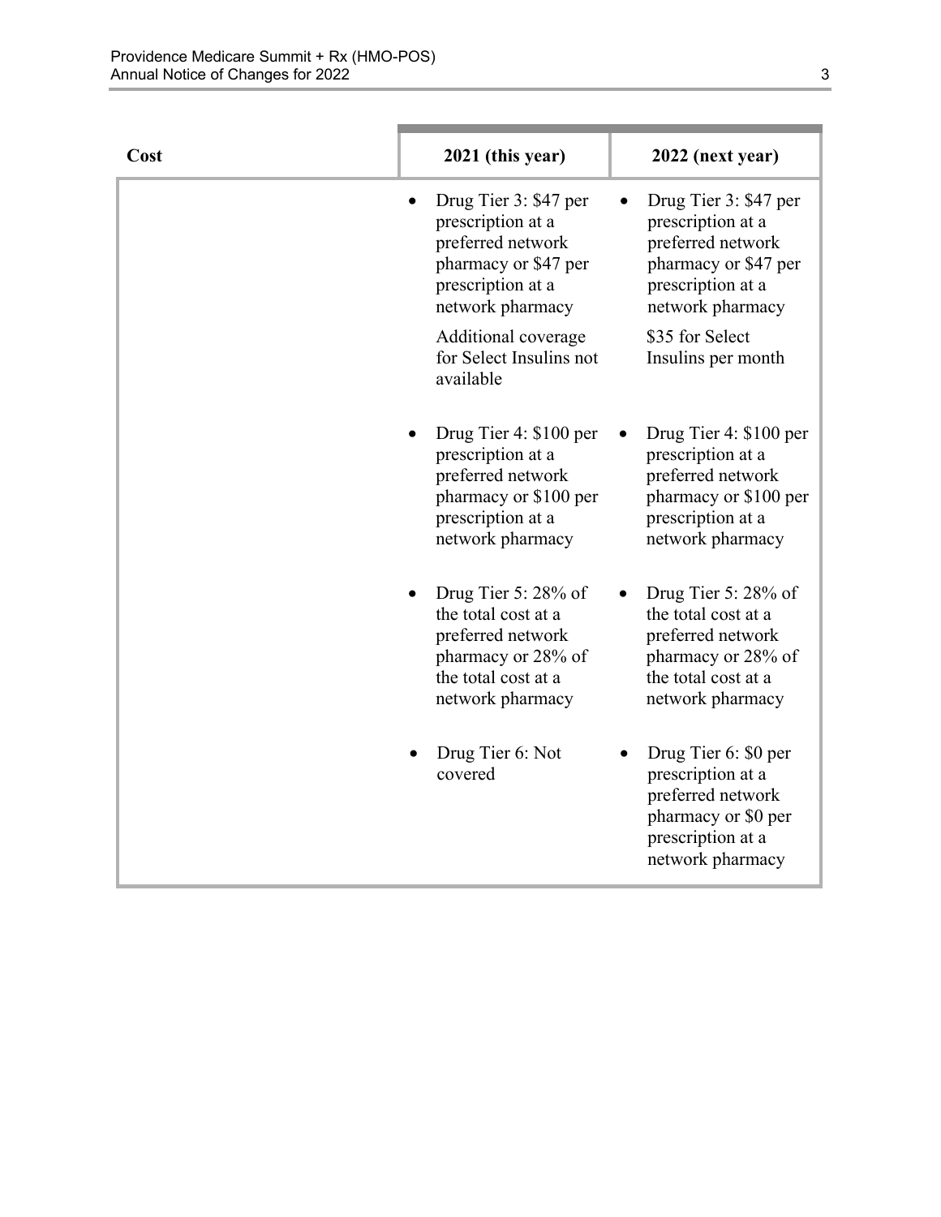| Cost | 2021 (this year) | 2022 (next year) |
|---|---|---|
| | • Drug Tier 3: $47 per prescription at a preferred network pharmacy or $47 per prescription at a network pharmacy<br><br>Additional coverage for Select Insulins not available | • Drug Tier 3: $47 per prescription at a preferred network pharmacy or $47 per prescription at a network pharmacy<br><br>$35 for Select Insulins per month |
| | • Drug Tier 4: $100 per prescription at a preferred network pharmacy or $100 per prescription at a network pharmacy | • Drug Tier 4: $100 per prescription at a preferred network pharmacy or $100 per prescription at a network pharmacy |
| | • Drug Tier 5: 28% of the total cost at a preferred network pharmacy or 28% of the total cost at a network pharmacy | • Drug Tier 5: 28% of the total cost at a preferred network pharmacy or 28% of the total cost at a network pharmacy |
| | • Drug Tier 6: Not covered | • Drug Tier 6: $0 per prescription at a preferred network pharmacy or $0 per prescription at a network pharmacy |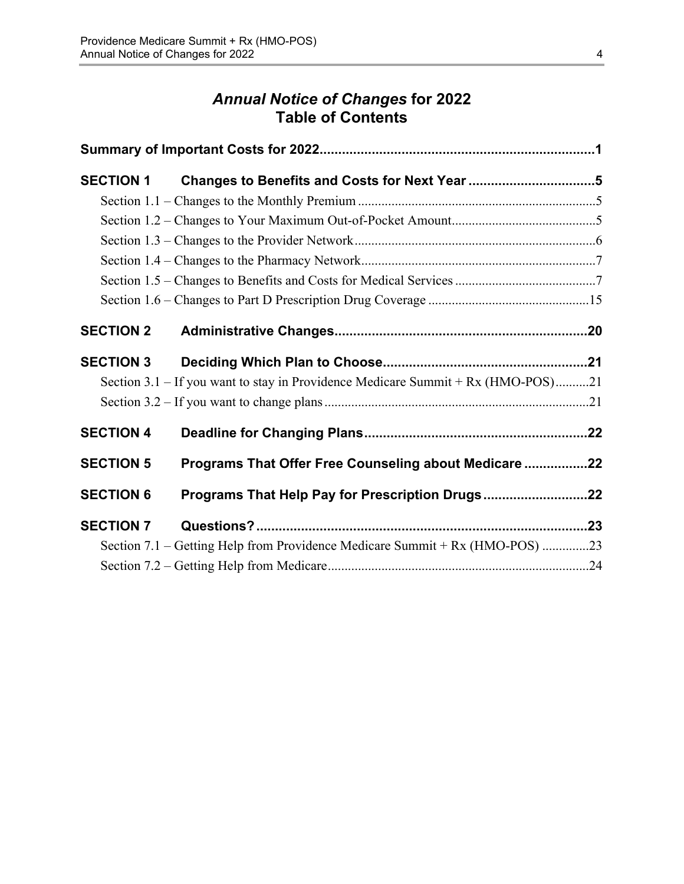# *Annual Notice of Changes* for 2022 Table of Contents

**Summary of Important Costs for 2022 .......... 1**

**SECTION 1 Changes to Benefits and Costs for Next Year .......... 5**

- Section 1.1 – Changes to the Monthly Premium .......... 5
- Section 1.2 – Changes to Your Maximum Out-of-Pocket Amount .......... 5
- Section 1.3 – Changes to the Provider Network .......... 6
- Section 1.4 – Changes to the Pharmacy Network .......... 7
- Section 1.5 – Changes to Benefits and Costs for Medical Services .......... 7
- Section 1.6 – Changes to Part D Prescription Drug Coverage .......... 15

**SECTION 2 Administrative Changes .......... 20**

**SECTION 3 Deciding Which Plan to Choose .......... 21**

- Section 3.1 – If you want to stay in Providence Medicare Summit + Rx (HMO-POS) .......... 21
- Section 3.2 – If you want to change plans .......... 21

**SECTION 4 Deadline for Changing Plans .......... 22**

**SECTION 5 Programs That Offer Free Counseling about Medicare .......... 22**

**SECTION 6 Programs That Help Pay for Prescription Drugs .......... 22**

**SECTION 7 Questions? .......... 23**

- Section 7.1 – Getting Help from Providence Medicare Summit + Rx (HMO-POS) .......... 23
- Section 7.2 – Getting Help from Medicare .......... 24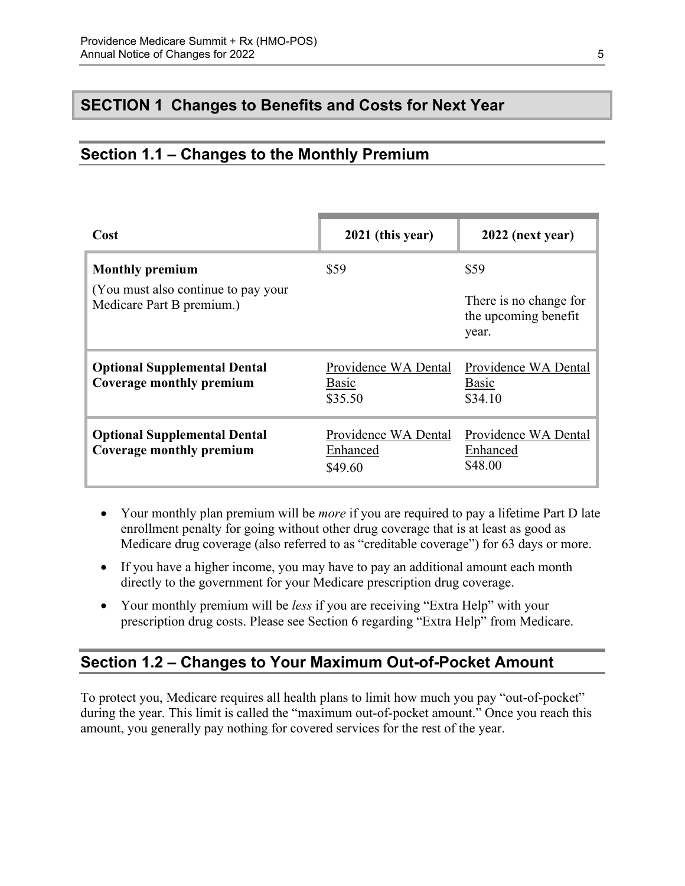# SECTION 1 Changes to Benefits and Costs for Next Year

## Section 1.1 – Changes to the Monthly Premium

| Cost | 2021 (this year) | 2022 (next year) |
|---|---|---|
| **Monthly premium**<br>(You must also continue to pay your Medicare Part B premium.) | $59 | $59<br>There is no change for the upcoming benefit year. |
| **Optional Supplemental Dental Coverage monthly premium** | Providence WA Dental Basic<br>$35.50 | Providence WA Dental Basic<br>$34.10 |
| **Optional Supplemental Dental Coverage monthly premium** | Providence WA Dental Enhanced<br>$49.60 | Providence WA Dental Enhanced<br>$48.00 |

- Your monthly plan premium will be *more* if you are required to pay a lifetime Part D late enrollment penalty for going without other drug coverage that is at least as good as Medicare drug coverage (also referred to as "creditable coverage") for 63 days or more.
- If you have a higher income, you may have to pay an additional amount each month directly to the government for your Medicare prescription drug coverage.
- Your monthly premium will be *less* if you are receiving "Extra Help" with your prescription drug costs. Please see Section 6 regarding "Extra Help" from Medicare.

## Section 1.2 – Changes to Your Maximum Out-of-Pocket Amount

To protect you, Medicare requires all health plans to limit how much you pay "out-of-pocket" during the year. This limit is called the "maximum out-of-pocket amount." Once you reach this amount, you generally pay nothing for covered services for the rest of the year.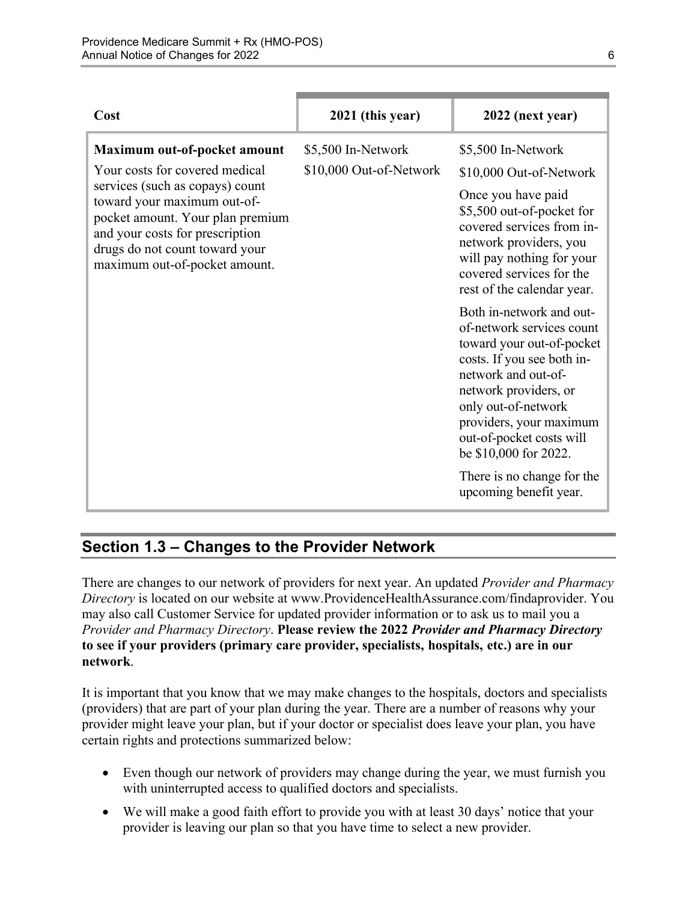| Cost | 2021 (this year) | 2022 (next year) |
|---|---|---|
| **Maximum out-of-pocket amount**<br><br>Your costs for covered medical services (such as copays) count toward your maximum out-of-pocket amount. Your plan premium and your costs for prescription drugs do not count toward your maximum out-of-pocket amount. | \$5,500 In-Network<br><br>\$10,000 Out-of-Network | \$5,500 In-Network<br><br>\$10,000 Out-of-Network<br><br>Once you have paid \$5,500 out-of-pocket for covered services from in-network providers, you will pay nothing for your covered services for the rest of the calendar year.<br><br>Both in-network and out-of-network services count toward your out-of-pocket costs. If you see both in-network and out-of-network providers, or only out-of-network providers, your maximum out-of-pocket costs will be \$10,000 for 2022.<br><br>There is no change for the upcoming benefit year. |

## Section 1.3 – Changes to the Provider Network

There are changes to our network of providers for next year. An updated *Provider and Pharmacy Directory* is located on our website at www.ProvidenceHealthAssurance.com/findaprovider. You may also call Customer Service for updated provider information or to ask us to mail you a *Provider and Pharmacy Directory*. **Please review the 2022 *Provider and Pharmacy Directory* to see if your providers (primary care provider, specialists, hospitals, etc.) are in our network**.

It is important that you know that we may make changes to the hospitals, doctors and specialists (providers) that are part of your plan during the year. There are a number of reasons why your provider might leave your plan, but if your doctor or specialist does leave your plan, you have certain rights and protections summarized below:

- Even though our network of providers may change during the year, we must furnish you with uninterrupted access to qualified doctors and specialists.
- We will make a good faith effort to provide you with at least 30 days' notice that your provider is leaving our plan so that you have time to select a new provider.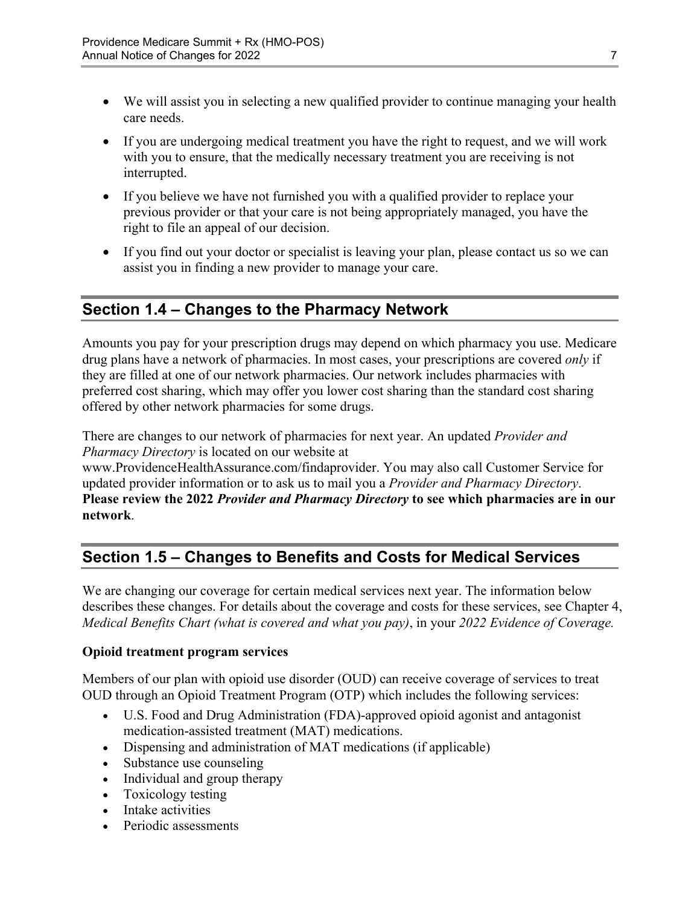- We will assist you in selecting a new qualified provider to continue managing your health care needs.
- If you are undergoing medical treatment you have the right to request, and we will work with you to ensure, that the medically necessary treatment you are receiving is not interrupted.
- If you believe we have not furnished you with a qualified provider to replace your previous provider or that your care is not being appropriately managed, you have the right to file an appeal of our decision.
- If you find out your doctor or specialist is leaving your plan, please contact us so we can assist you in finding a new provider to manage your care.

## Section 1.4 – Changes to the Pharmacy Network

Amounts you pay for your prescription drugs may depend on which pharmacy you use. Medicare drug plans have a network of pharmacies. In most cases, your prescriptions are covered *only* if they are filled at one of our network pharmacies. Our network includes pharmacies with preferred cost sharing, which may offer you lower cost sharing than the standard cost sharing offered by other network pharmacies for some drugs.

There are changes to our network of pharmacies for next year. An updated *Provider and Pharmacy Directory* is located on our website at www.ProvidenceHealthAssurance.com/findaprovider. You may also call Customer Service for updated provider information or to ask us to mail you a *Provider and Pharmacy Directory*. **Please review the 2022 *Provider and Pharmacy Directory* to see which pharmacies are in our network**.

## Section 1.5 – Changes to Benefits and Costs for Medical Services

We are changing our coverage for certain medical services next year. The information below describes these changes. For details about the coverage and costs for these services, see Chapter 4, *Medical Benefits Chart (what is covered and what you pay)*, in your *2022 Evidence of Coverage.*

**Opioid treatment program services**

Members of our plan with opioid use disorder (OUD) can receive coverage of services to treat OUD through an Opioid Treatment Program (OTP) which includes the following services:

- U.S. Food and Drug Administration (FDA)-approved opioid agonist and antagonist medication-assisted treatment (MAT) medications.
- Dispensing and administration of MAT medications (if applicable)
- Substance use counseling
- Individual and group therapy
- Toxicology testing
- Intake activities
- Periodic assessments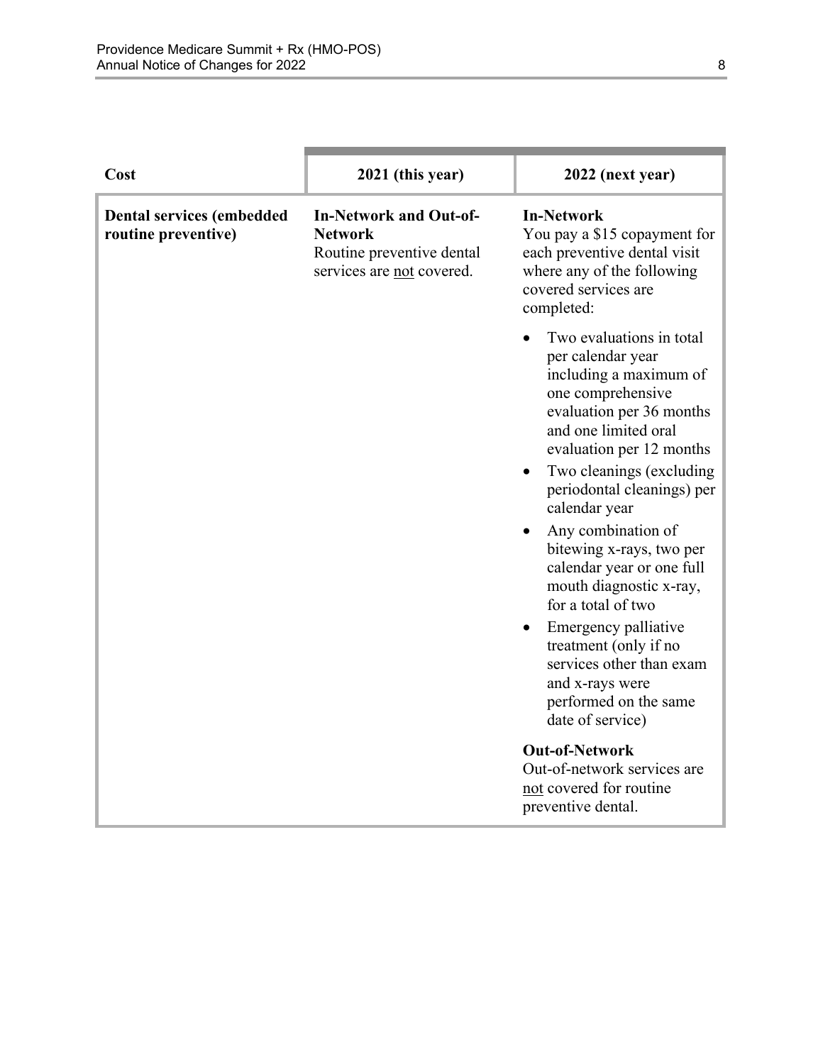| Cost | 2021 (this year) | 2022 (next year) |
|---|---|---|
| **Dental services (embedded routine preventive)** | **In-Network and Out-of-Network**<br>Routine preventive dental services are not covered. | **In-Network**<br>You pay a $15 copayment for each preventive dental visit where any of the following covered services are completed:<br>• Two evaluations in total per calendar year including a maximum of one comprehensive evaluation per 36 months and one limited oral evaluation per 12 months<br>• Two cleanings (excluding periodontal cleanings) per calendar year<br>• Any combination of bitewing x-rays, two per calendar year or one full mouth diagnostic x-ray, for a total of two<br>• Emergency palliative treatment (only if no services other than exam and x-rays were performed on the same date of service)<br>**Out-of-Network**<br>Out-of-network services are not covered for routine preventive dental. |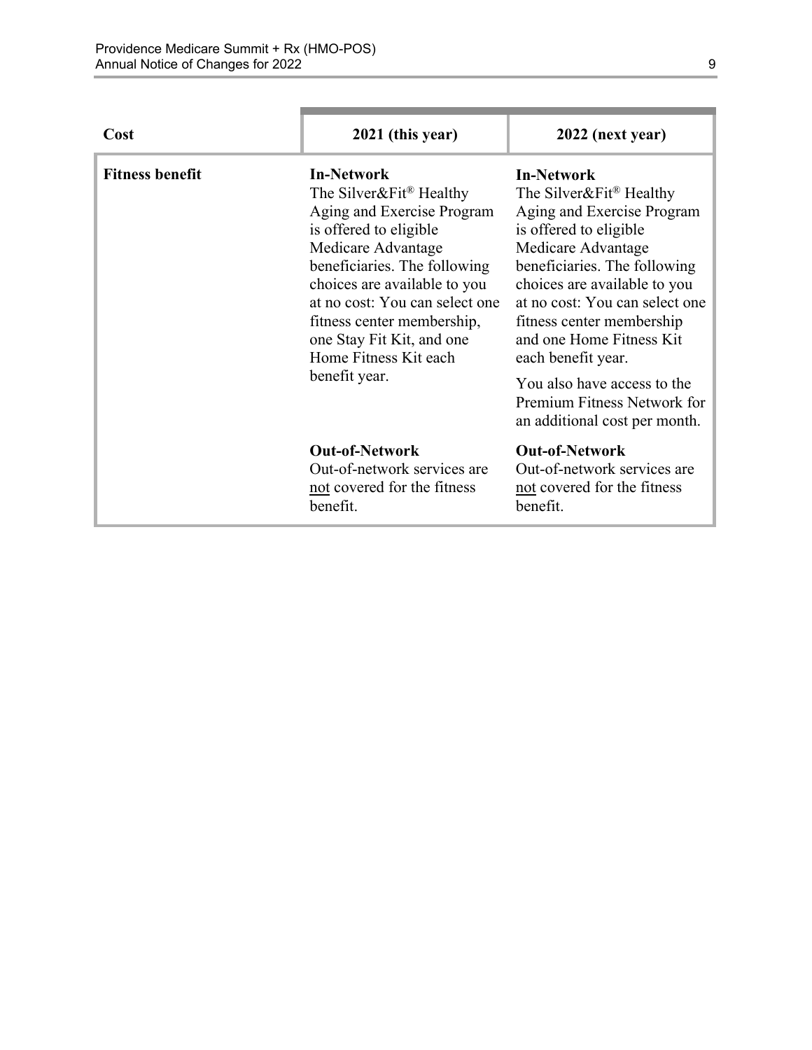| Cost | 2021 (this year) | 2022 (next year) |
|---|---|---|
| **Fitness benefit** | **In-Network**<br>The Silver&Fit® Healthy Aging and Exercise Program is offered to eligible Medicare Advantage beneficiaries. The following choices are available to you at no cost: You can select one fitness center membership, one Stay Fit Kit, and one Home Fitness Kit each benefit year. | **In-Network**<br>The Silver&Fit® Healthy Aging and Exercise Program is offered to eligible Medicare Advantage beneficiaries. The following choices are available to you at no cost: You can select one fitness center membership and one Home Fitness Kit each benefit year.<br>You also have access to the Premium Fitness Network for an additional cost per month. |
| | **Out-of-Network**<br>Out-of-network services are not covered for the fitness benefit. | **Out-of-Network**<br>Out-of-network services are not covered for the fitness benefit. |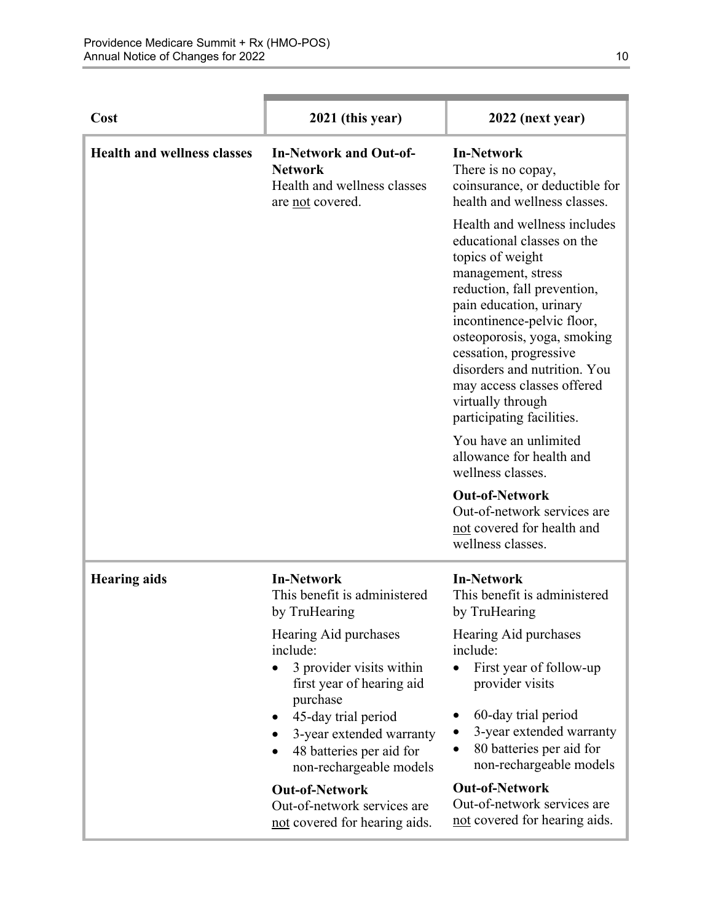| Cost | 2021 (this year) | 2022 (next year) |
|---|---|---|
| **Health and wellness classes** | **In-Network and Out-of-Network**<br>Health and wellness classes are not covered. | **In-Network**<br>There is no copay, coinsurance, or deductible for health and wellness classes.<br><br>Health and wellness includes educational classes on the topics of weight management, stress reduction, fall prevention, pain education, urinary incontinence-pelvic floor, osteoporosis, yoga, smoking cessation, progressive disorders and nutrition. You may access classes offered virtually through participating facilities.<br><br>You have an unlimited allowance for health and wellness classes.<br><br>**Out-of-Network**<br>Out-of-network services are not covered for health and wellness classes. |
| **Hearing aids** | **In-Network**<br>This benefit is administered by TruHearing<br><br>Hearing Aid purchases include:<br>• 3 provider visits within first year of hearing aid purchase<br>• 45-day trial period<br>• 3-year extended warranty<br>• 48 batteries per aid for non-rechargeable models<br><br>**Out-of-Network**<br>Out-of-network services are not covered for hearing aids. | **In-Network**<br>This benefit is administered by TruHearing<br><br>Hearing Aid purchases include:<br>• First year of follow-up provider visits<br>• 60-day trial period<br>• 3-year extended warranty<br>• 80 batteries per aid for non-rechargeable models<br><br>**Out-of-Network**<br>Out-of-network services are not covered for hearing aids. |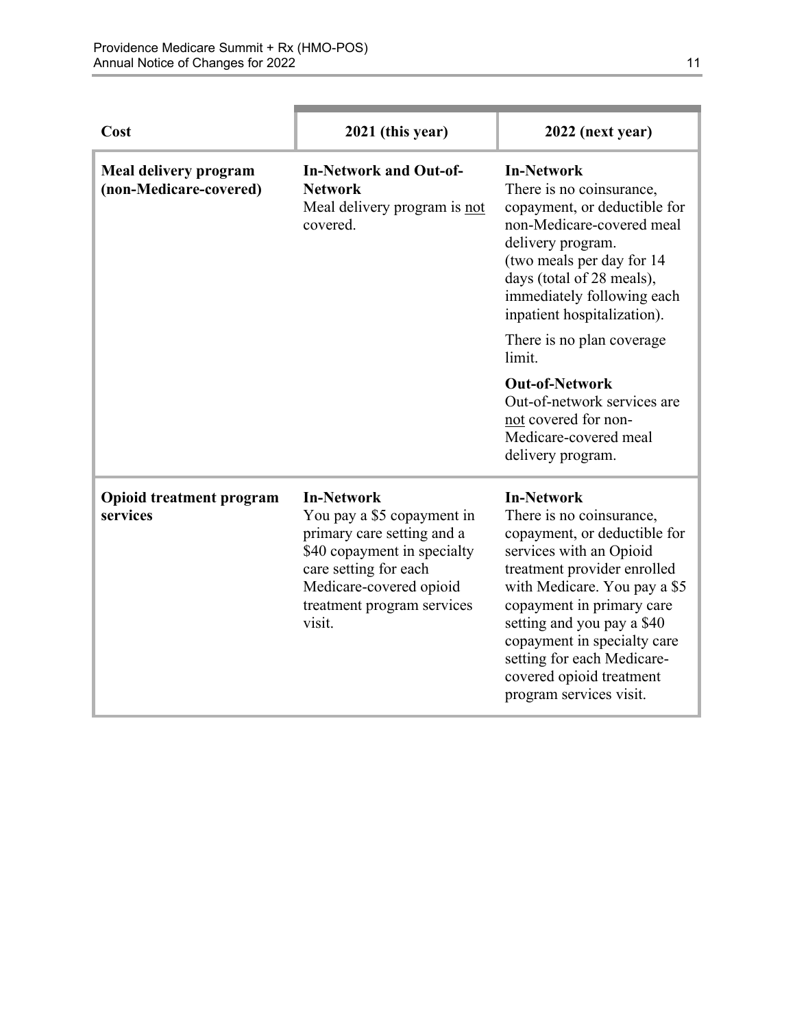| Cost | 2021 (this year) | 2022 (next year) |
|---|---|---|
| **Meal delivery program (non-Medicare-covered)** | **In-Network and Out-of-Network**<br>Meal delivery program is not covered. | **In-Network**<br>There is no coinsurance, copayment, or deductible for non-Medicare-covered meal delivery program.<br>(two meals per day for 14 days (total of 28 meals), immediately following each inpatient hospitalization).<br><br>There is no plan coverage limit.<br><br>**Out-of-Network**<br>Out-of-network services are not covered for non-Medicare-covered meal delivery program. |
| **Opioid treatment program services** | **In-Network**<br>You pay a $5 copayment in primary care setting and a $40 copayment in specialty care setting for each Medicare-covered opioid treatment program services visit. | **In-Network**<br>There is no coinsurance, copayment, or deductible for services with an Opioid treatment provider enrolled with Medicare. You pay a $5 copayment in primary care setting and you pay a $40 copayment in specialty care setting for each Medicare-covered opioid treatment program services visit. |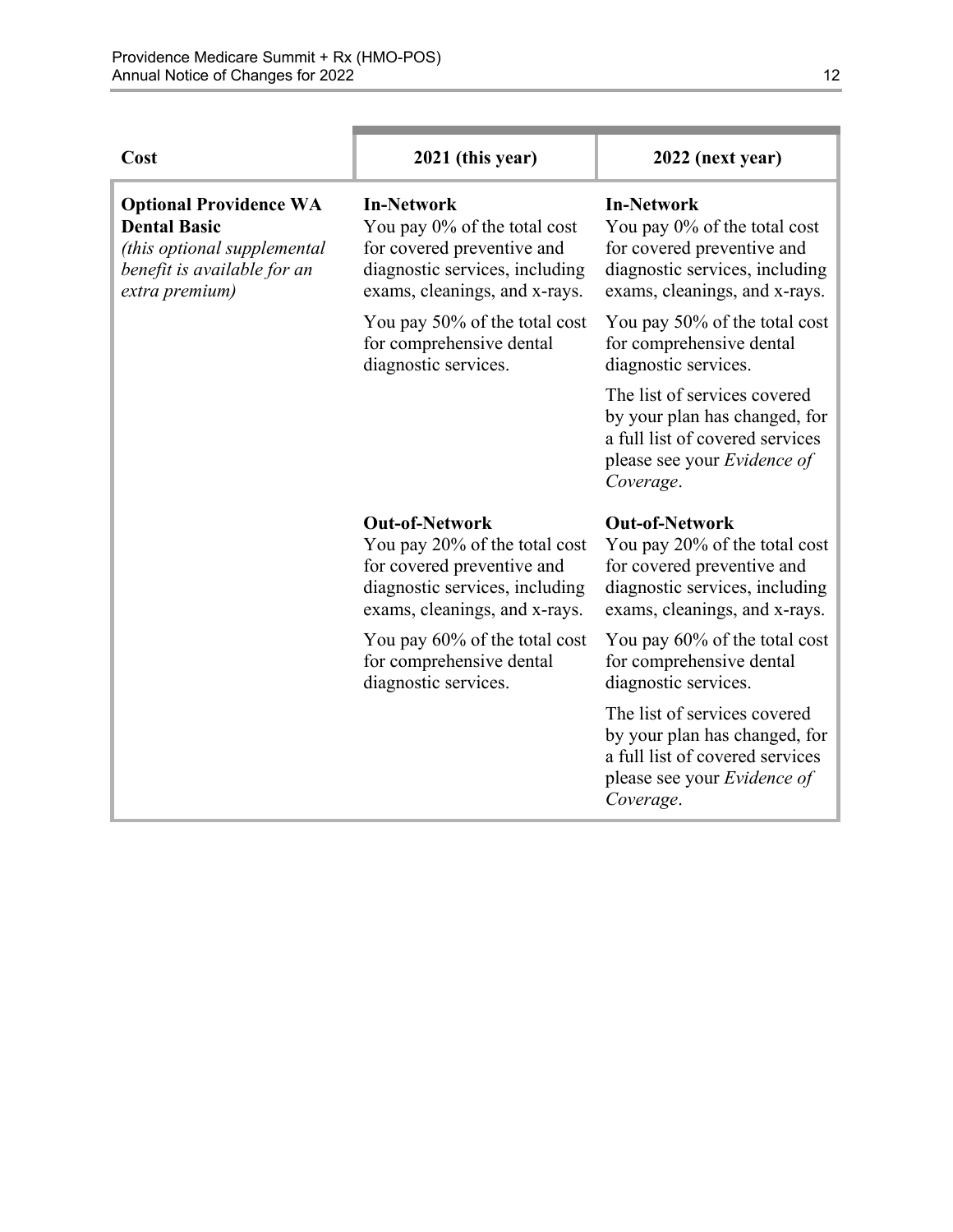| Cost | 2021 (this year) | 2022 (next year) |
|---|---|---|
| **Optional Providence WA Dental Basic** *(this optional supplemental benefit is available for an extra premium)* | **In-Network** You pay 0% of the total cost for covered preventive and diagnostic services, including exams, cleanings, and x-rays. You pay 50% of the total cost for comprehensive dental diagnostic services. | **In-Network** You pay 0% of the total cost for covered preventive and diagnostic services, including exams, cleanings, and x-rays. You pay 50% of the total cost for comprehensive dental diagnostic services. The list of services covered by your plan has changed, for a full list of covered services please see your *Evidence of Coverage*. |
| | **Out-of-Network** You pay 20% of the total cost for covered preventive and diagnostic services, including exams, cleanings, and x-rays. You pay 60% of the total cost for comprehensive dental diagnostic services. | **Out-of-Network** You pay 20% of the total cost for covered preventive and diagnostic services, including exams, cleanings, and x-rays. You pay 60% of the total cost for comprehensive dental diagnostic services. The list of services covered by your plan has changed, for a full list of covered services please see your *Evidence of Coverage*. |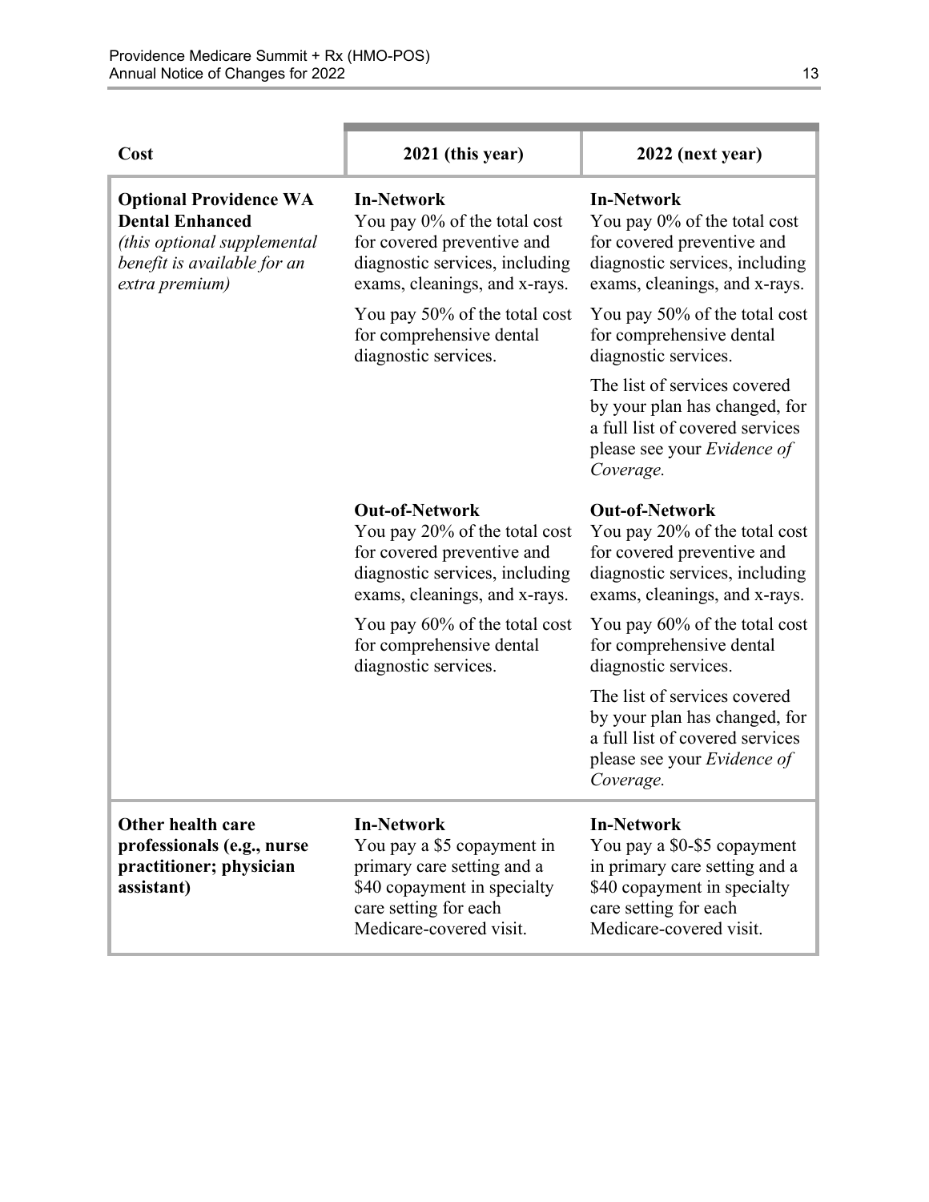| Cost | 2021 (this year) | 2022 (next year) |
|---|---|---|
| **Optional Providence WA Dental Enhanced** *(this optional supplemental benefit is available for an extra premium)* | **In-Network**<br>You pay 0% of the total cost for covered preventive and diagnostic services, including exams, cleanings, and x-rays.<br><br>You pay 50% of the total cost for comprehensive dental diagnostic services. | **In-Network**<br>You pay 0% of the total cost for covered preventive and diagnostic services, including exams, cleanings, and x-rays.<br><br>You pay 50% of the total cost for comprehensive dental diagnostic services.<br><br>The list of services covered by your plan has changed, for a full list of covered services please see your *Evidence of Coverage.* |
| | **Out-of-Network**<br>You pay 20% of the total cost for covered preventive and diagnostic services, including exams, cleanings, and x-rays.<br><br>You pay 60% of the total cost for comprehensive dental diagnostic services. | **Out-of-Network**<br>You pay 20% of the total cost for covered preventive and diagnostic services, including exams, cleanings, and x-rays.<br><br>You pay 60% of the total cost for comprehensive dental diagnostic services.<br><br>The list of services covered by your plan has changed, for a full list of covered services please see your *Evidence of Coverage.* |
| **Other health care professionals (e.g., nurse practitioner; physician assistant)** | **In-Network**<br>You pay a \$5 copayment in primary care setting and a \$40 copayment in specialty care setting for each Medicare-covered visit. | **In-Network**<br>You pay a \$0-\$5 copayment in primary care setting and a \$40 copayment in specialty care setting for each Medicare-covered visit. |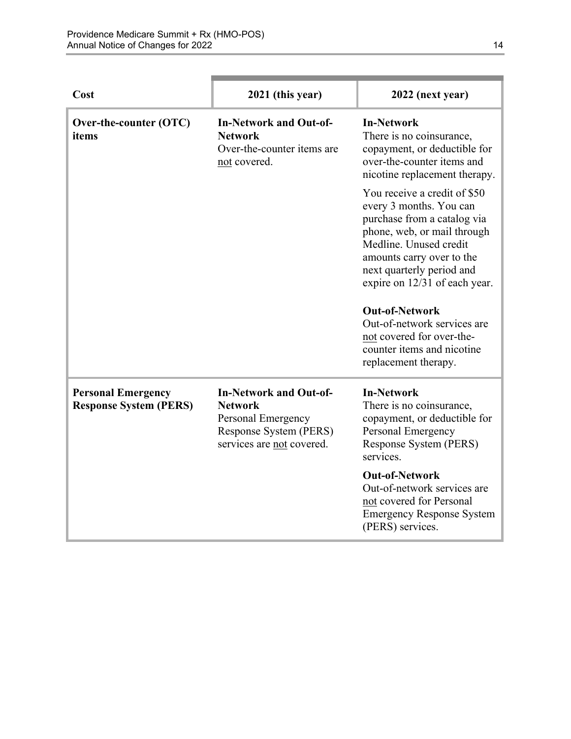| Cost | 2021 (this year) | 2022 (next year) |
|---|---|---|
| **Over-the-counter (OTC) items** | **In-Network and Out-of-Network**<br>Over-the-counter items are not covered. | **In-Network**<br>There is no coinsurance, copayment, or deductible for over-the-counter items and nicotine replacement therapy.<br><br>You receive a credit of $50 every 3 months. You can purchase from a catalog via phone, web, or mail through Medline. Unused credit amounts carry over to the next quarterly period and expire on 12/31 of each year.<br><br>**Out-of-Network**<br>Out-of-network services are not covered for over-the-counter items and nicotine replacement therapy. |
| **Personal Emergency Response System (PERS)** | **In-Network and Out-of-Network**<br>Personal Emergency Response System (PERS) services are not covered. | **In-Network**<br>There is no coinsurance, copayment, or deductible for Personal Emergency Response System (PERS) services.<br><br>**Out-of-Network**<br>Out-of-network services are not covered for Personal Emergency Response System (PERS) services. |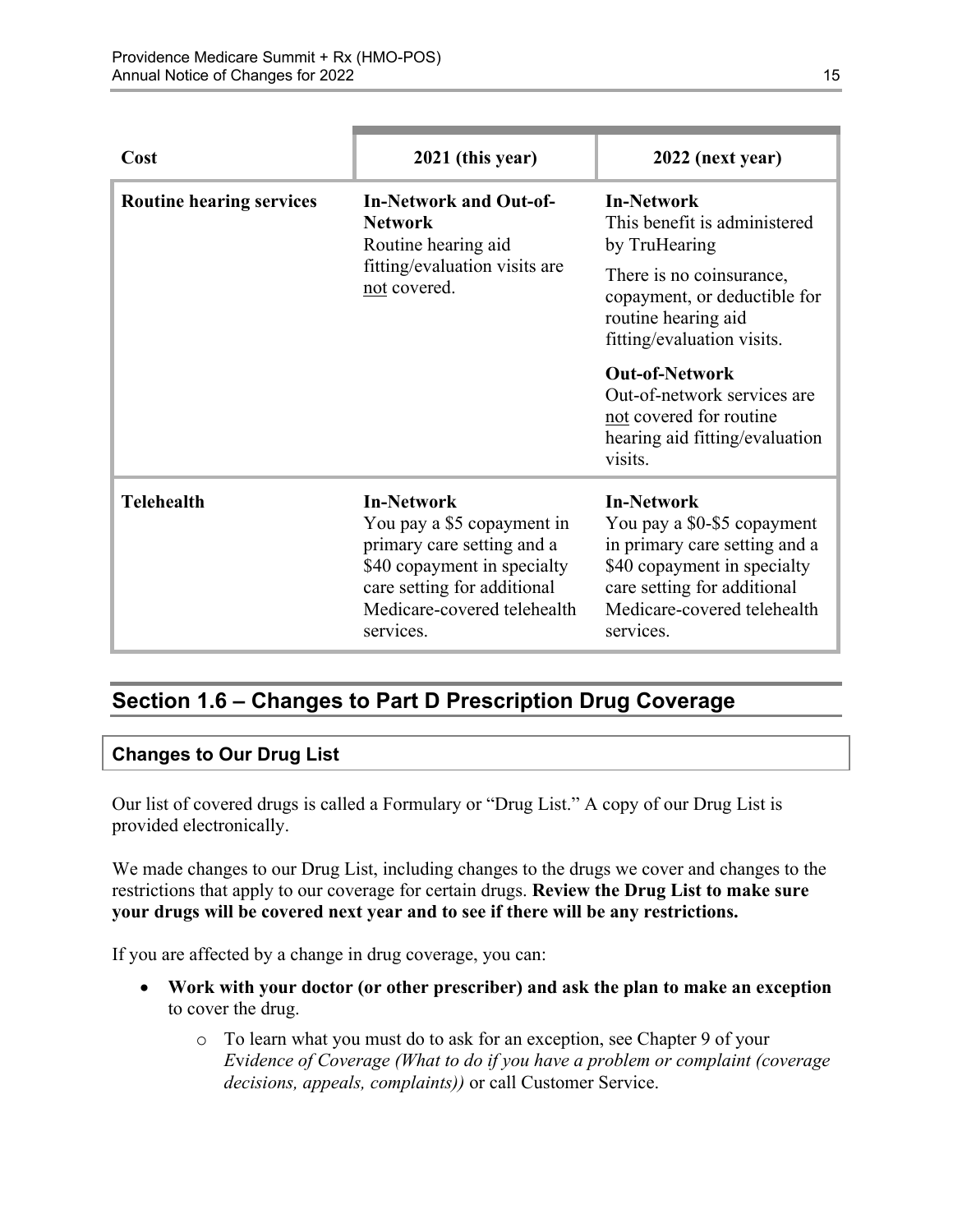| Cost | 2021 (this year) | 2022 (next year) |
| --- | --- | --- |
| **Routine hearing services** | **In-Network and Out-of-Network**<br>Routine hearing aid fitting/evaluation visits are not covered. | **In-Network**<br>This benefit is administered by TruHearing<br>There is no coinsurance, copayment, or deductible for routine hearing aid fitting/evaluation visits.<br>**Out-of-Network**<br>Out-of-network services are not covered for routine hearing aid fitting/evaluation visits. |
| **Telehealth** | **In-Network**<br>You pay a $5 copayment in primary care setting and a $40 copayment in specialty care setting for additional Medicare-covered telehealth services. | **In-Network**<br>You pay a $0-$5 copayment in primary care setting and a $40 copayment in specialty care setting for additional Medicare-covered telehealth services. |

## Section 1.6 – Changes to Part D Prescription Drug Coverage

### Changes to Our Drug List

Our list of covered drugs is called a Formulary or "Drug List." A copy of our Drug List is provided electronically.

We made changes to our Drug List, including changes to the drugs we cover and changes to the restrictions that apply to our coverage for certain drugs. **Review the Drug List to make sure your drugs will be covered next year and to see if there will be any restrictions.**

If you are affected by a change in drug coverage, you can:

- **Work with your doctor (or other prescriber) and ask the plan to make an exception** to cover the drug.
    - To learn what you must do to ask for an exception, see Chapter 9 of your *Evidence of Coverage (What to do if you have a problem or complaint (coverage decisions, appeals, complaints))* or call Customer Service.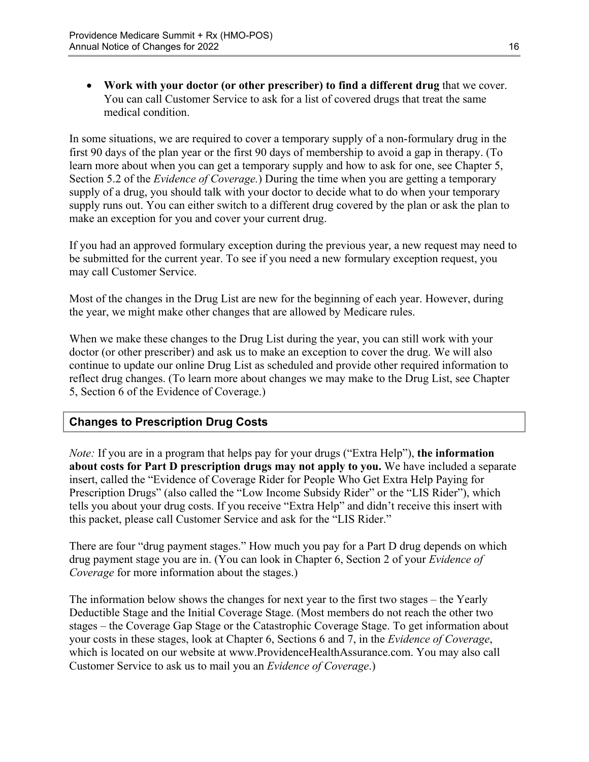- **Work with your doctor (or other prescriber) to find a different drug** that we cover. You can call Customer Service to ask for a list of covered drugs that treat the same medical condition.

In some situations, we are required to cover a temporary supply of a non-formulary drug in the first 90 days of the plan year or the first 90 days of membership to avoid a gap in therapy. (To learn more about when you can get a temporary supply and how to ask for one, see Chapter 5, Section 5.2 of the *Evidence of Coverage.*) During the time when you are getting a temporary supply of a drug, you should talk with your doctor to decide what to do when your temporary supply runs out. You can either switch to a different drug covered by the plan or ask the plan to make an exception for you and cover your current drug.

If you had an approved formulary exception during the previous year, a new request may need to be submitted for the current year. To see if you need a new formulary exception request, you may call Customer Service.

Most of the changes in the Drug List are new for the beginning of each year. However, during the year, we might make other changes that are allowed by Medicare rules.

When we make these changes to the Drug List during the year, you can still work with your doctor (or other prescriber) and ask us to make an exception to cover the drug. We will also continue to update our online Drug List as scheduled and provide other required information to reflect drug changes. (To learn more about changes we may make to the Drug List, see Chapter 5, Section 6 of the Evidence of Coverage.)

### Changes to Prescription Drug Costs

*Note:* If you are in a program that helps pay for your drugs ("Extra Help"), **the information about costs for Part D prescription drugs may not apply to you.** We have included a separate insert, called the "Evidence of Coverage Rider for People Who Get Extra Help Paying for Prescription Drugs" (also called the "Low Income Subsidy Rider" or the "LIS Rider"), which tells you about your drug costs. If you receive "Extra Help" and didn't receive this insert with this packet, please call Customer Service and ask for the "LIS Rider."

There are four "drug payment stages." How much you pay for a Part D drug depends on which drug payment stage you are in. (You can look in Chapter 6, Section 2 of your *Evidence of Coverage* for more information about the stages.)

The information below shows the changes for next year to the first two stages – the Yearly Deductible Stage and the Initial Coverage Stage. (Most members do not reach the other two stages – the Coverage Gap Stage or the Catastrophic Coverage Stage. To get information about your costs in these stages, look at Chapter 6, Sections 6 and 7, in the *Evidence of Coverage*, which is located on our website at www.ProvidenceHealthAssurance.com. You may also call Customer Service to ask us to mail you an *Evidence of Coverage*.)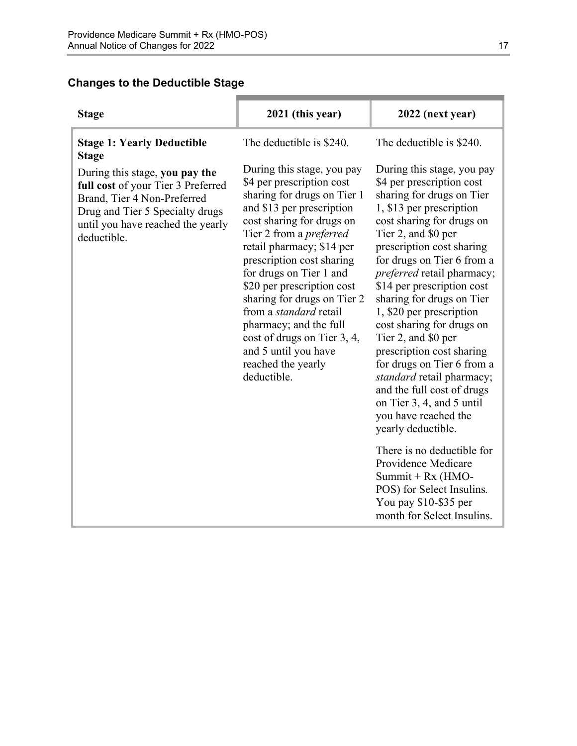### Changes to the Deductible Stage

| Stage | 2021 (this year) | 2022 (next year) |
|---|---|---|
| **Stage 1: Yearly Deductible Stage**<br><br>During this stage, **you pay the full cost** of your Tier 3 Preferred Brand, Tier 4 Non-Preferred Drug and Tier 5 Specialty drugs until you have reached the yearly deductible. | The deductible is $240.<br><br>During this stage, you pay $4 per prescription cost sharing for drugs on Tier 1 and $13 per prescription cost sharing for drugs on Tier 2 from a *preferred* retail pharmacy; $14 per prescription cost sharing for drugs on Tier 1 and $20 per prescription cost sharing for drugs on Tier 2 from a *standard* retail pharmacy; and the full cost of drugs on Tier 3, 4, and 5 until you have reached the yearly deductible. | The deductible is $240.<br><br>During this stage, you pay $4 per prescription cost sharing for drugs on Tier 1, $13 per prescription cost sharing for drugs on Tier 2, and $0 per prescription cost sharing for drugs on Tier 6 from a *preferred* retail pharmacy; $14 per prescription cost sharing for drugs on Tier 1, $20 per prescription cost sharing for drugs on Tier 2, and $0 per prescription cost sharing for drugs on Tier 6 from a *standard* retail pharmacy; and the full cost of drugs on Tier 3, 4, and 5 until you have reached the yearly deductible.<br><br>There is no deductible for Providence Medicare Summit + Rx (HMO-POS) for Select Insulins*.* You pay $10-$35 per month for Select Insulins. |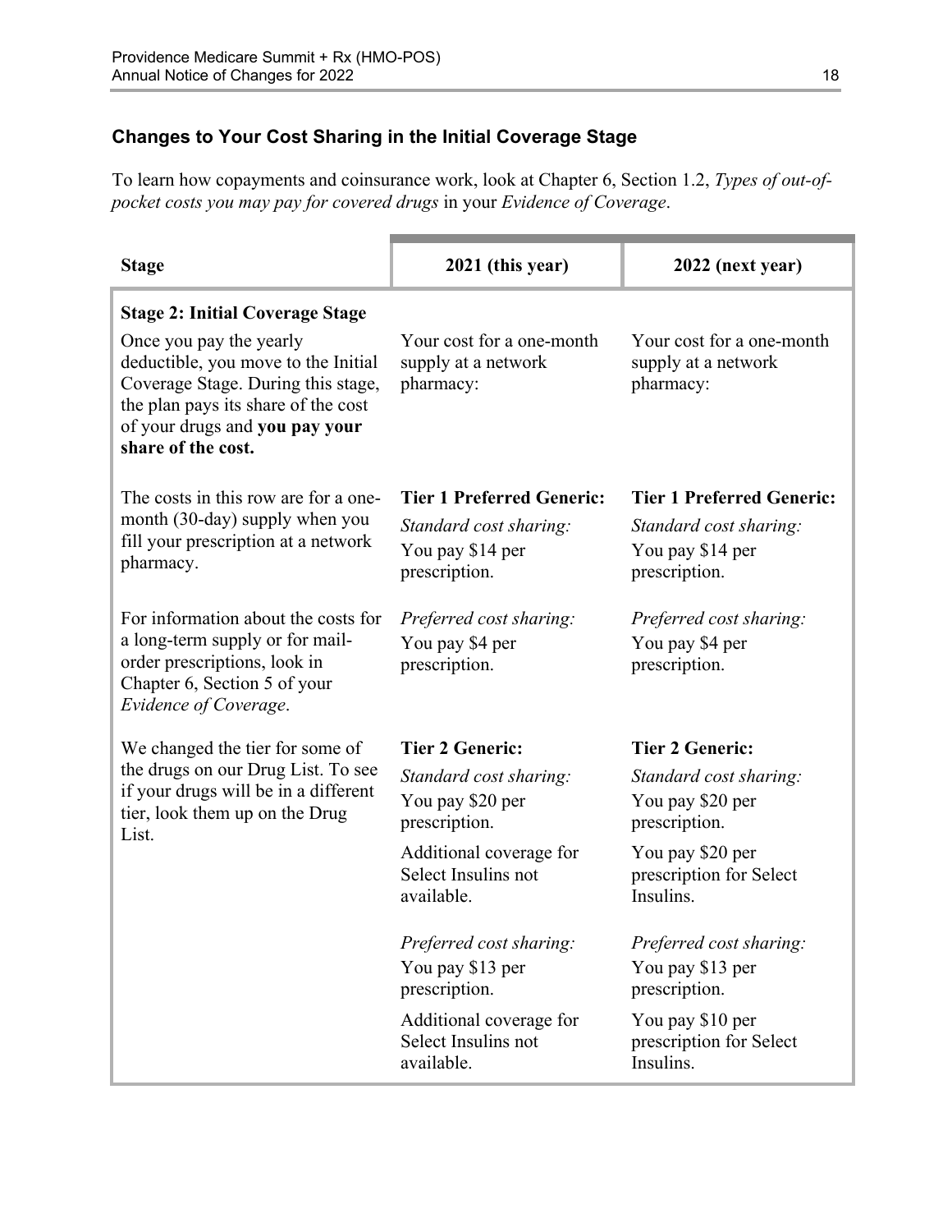### Changes to Your Cost Sharing in the Initial Coverage Stage

To learn how copayments and coinsurance work, look at Chapter 6, Section 1.2, *Types of out-of-pocket costs you may pay for covered drugs* in your *Evidence of Coverage*.

| Stage | 2021 (this year) | 2022 (next year) |
|---|---|---|
| **Stage 2: Initial Coverage Stage**<br>Once you pay the yearly deductible, you move to the Initial Coverage Stage. During this stage, the plan pays its share of the cost of your drugs and **you pay your share of the cost.** | Your cost for a one-month supply at a network pharmacy: | Your cost for a one-month supply at a network pharmacy: |
| The costs in this row are for a one-month (30-day) supply when you fill your prescription at a network pharmacy.<br><br>For information about the costs for a long-term supply or for mail-order prescriptions, look in Chapter 6, Section 5 of your *Evidence of Coverage*.<br><br>We changed the tier for some of the drugs on our Drug List. To see if your drugs will be in a different tier, look them up on the Drug List. | **Tier 1 Preferred Generic:**<br>*Standard cost sharing:*<br>You pay $14 per prescription.<br><br>*Preferred cost sharing:*<br>You pay $4 per prescription.<br><br>**Tier 2 Generic:**<br>*Standard cost sharing:*<br>You pay $20 per prescription.<br>Additional coverage for Select Insulins not available.<br><br>*Preferred cost sharing:*<br>You pay $13 per prescription.<br>Additional coverage for Select Insulins not available. | **Tier 1 Preferred Generic:**<br>*Standard cost sharing:*<br>You pay $14 per prescription.<br><br>*Preferred cost sharing:*<br>You pay $4 per prescription.<br><br>**Tier 2 Generic:**<br>*Standard cost sharing:*<br>You pay $20 per prescription.<br>You pay $20 per prescription for Select Insulins.<br><br>*Preferred cost sharing:*<br>You pay $13 per prescription.<br>You pay $10 per prescription for Select Insulins. |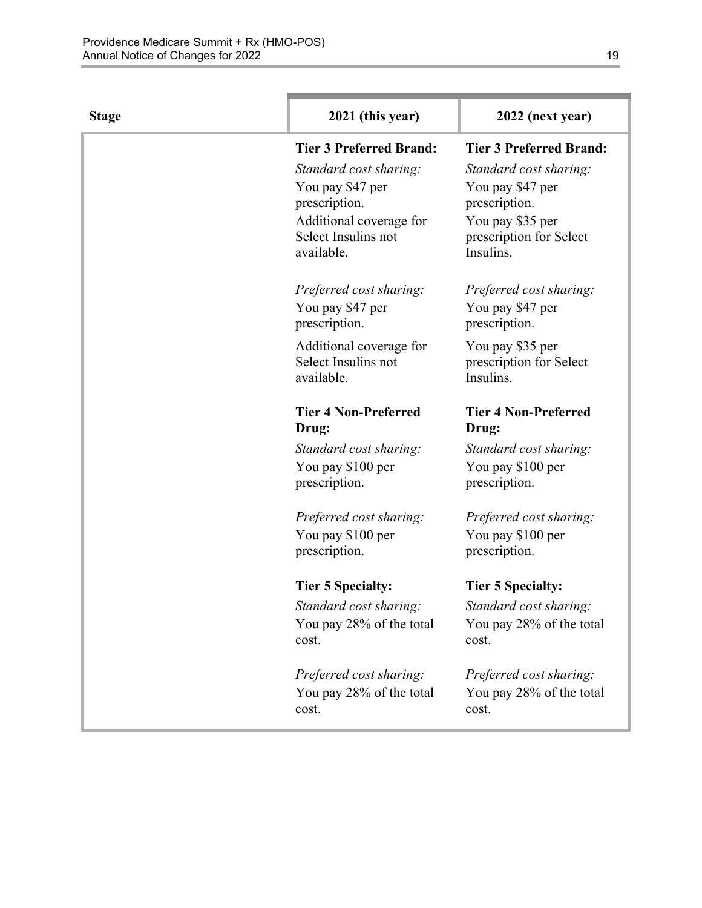| Stage | 2021 (this year) | 2022 (next year) |
|---|---|---|
| | **Tier 3 Preferred Brand:**<br>*Standard cost sharing:*<br>You pay $47 per prescription.<br>Additional coverage for Select Insulins not available.<br><br>*Preferred cost sharing:*<br>You pay $47 per prescription.<br>Additional coverage for Select Insulins not available.<br><br>**Tier 4 Non-Preferred Drug:**<br>*Standard cost sharing:*<br>You pay $100 per prescription.<br><br>*Preferred cost sharing:*<br>You pay $100 per prescription.<br><br>**Tier 5 Specialty:**<br>*Standard cost sharing:*<br>You pay 28% of the total cost.<br><br>*Preferred cost sharing:*<br>You pay 28% of the total cost. | **Tier 3 Preferred Brand:**<br>*Standard cost sharing:*<br>You pay $47 per prescription.<br>You pay $35 per prescription for Select Insulins.<br><br>*Preferred cost sharing:*<br>You pay $47 per prescription.<br>You pay $35 per prescription for Select Insulins.<br><br>**Tier 4 Non-Preferred Drug:**<br>*Standard cost sharing:*<br>You pay $100 per prescription.<br><br>*Preferred cost sharing:*<br>You pay $100 per prescription.<br><br>**Tier 5 Specialty:**<br>*Standard cost sharing:*<br>You pay 28% of the total cost.<br><br>*Preferred cost sharing:*<br>You pay 28% of the total cost. |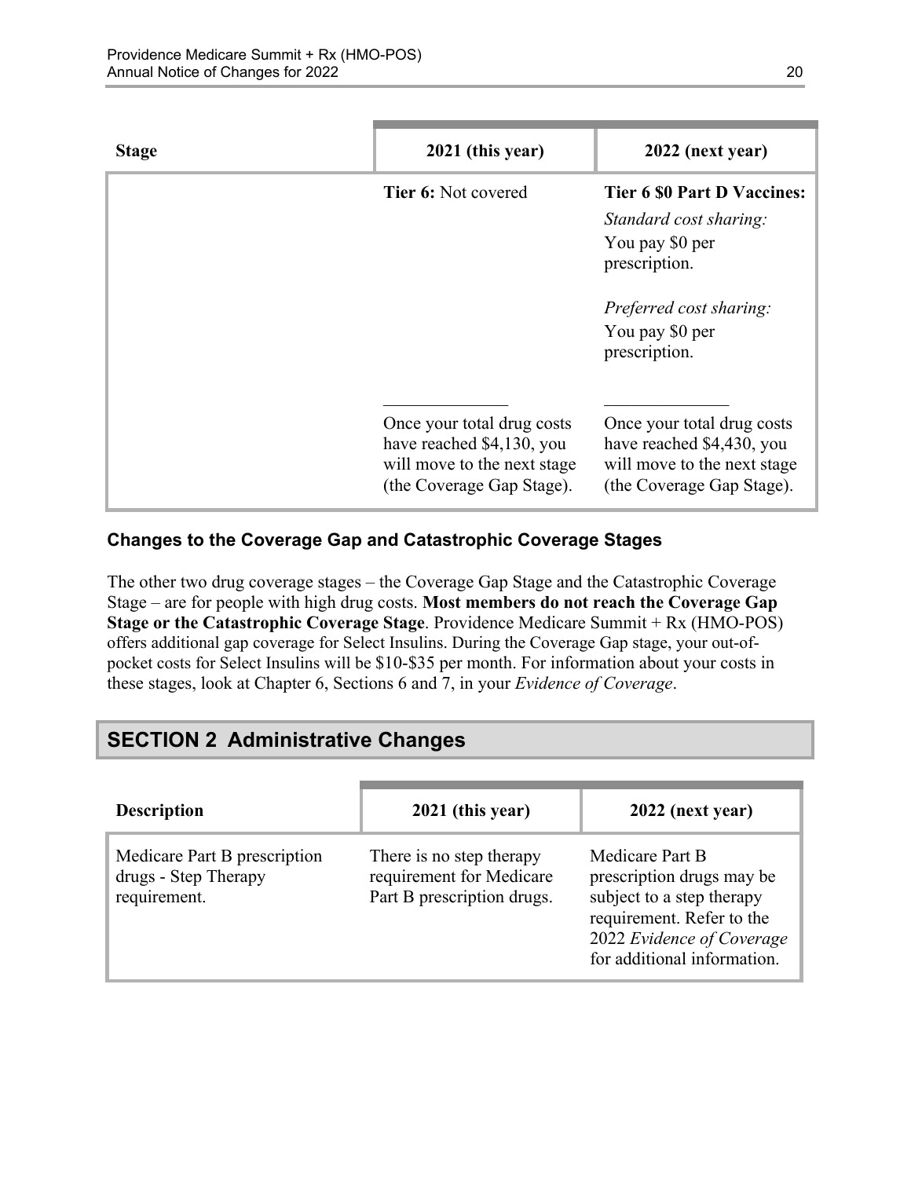| Stage | 2021 (this year) | 2022 (next year) |
|---|---|---|
| | **Tier 6:** Not covered<br><br>______________<br>Once your total drug costs have reached $4,130, you will move to the next stage (the Coverage Gap Stage). | **Tier 6 $0 Part D Vaccines:**<br>*Standard cost sharing:*<br>You pay $0 per prescription.<br><br>*Preferred cost sharing:*<br>You pay $0 per prescription.<br><br>______________<br>Once your total drug costs have reached $4,430, you will move to the next stage (the Coverage Gap Stage). |

### Changes to the Coverage Gap and Catastrophic Coverage Stages

The other two drug coverage stages – the Coverage Gap Stage and the Catastrophic Coverage Stage – are for people with high drug costs. **Most members do not reach the Coverage Gap Stage or the Catastrophic Coverage Stage**. Providence Medicare Summit + Rx (HMO-POS) offers additional gap coverage for Select Insulins. During the Coverage Gap stage, your out-of-pocket costs for Select Insulins will be $10-$35 per month. For information about your costs in these stages, look at Chapter 6, Sections 6 and 7, in your *Evidence of Coverage*.

## SECTION 2 Administrative Changes

| Description | 2021 (this year) | 2022 (next year) |
|---|---|---|
| Medicare Part B prescription drugs - Step Therapy requirement. | There is no step therapy requirement for Medicare Part B prescription drugs. | Medicare Part B prescription drugs may be subject to a step therapy requirement. Refer to the 2022 *Evidence of Coverage* for additional information. |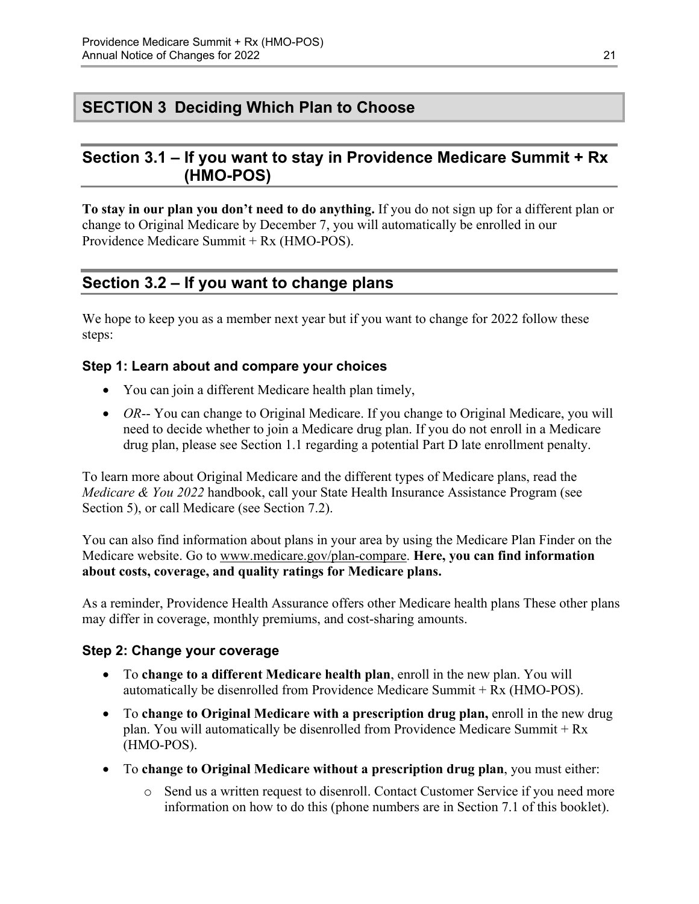# SECTION 3 Deciding Which Plan to Choose

## Section 3.1 – If you want to stay in Providence Medicare Summit + Rx (HMO-POS)

**To stay in our plan you don't need to do anything.** If you do not sign up for a different plan or change to Original Medicare by December 7, you will automatically be enrolled in our Providence Medicare Summit + Rx (HMO-POS).

## Section 3.2 – If you want to change plans

We hope to keep you as a member next year but if you want to change for 2022 follow these steps:

### Step 1: Learn about and compare your choices

- You can join a different Medicare health plan timely,
- *OR*-- You can change to Original Medicare. If you change to Original Medicare, you will need to decide whether to join a Medicare drug plan. If you do not enroll in a Medicare drug plan, please see Section 1.1 regarding a potential Part D late enrollment penalty.

To learn more about Original Medicare and the different types of Medicare plans, read the *Medicare & You 2022* handbook, call your State Health Insurance Assistance Program (see Section 5), or call Medicare (see Section 7.2).

You can also find information about plans in your area by using the Medicare Plan Finder on the Medicare website. Go to www.medicare.gov/plan-compare. **Here, you can find information about costs, coverage, and quality ratings for Medicare plans.**

As a reminder, Providence Health Assurance offers other Medicare health plans These other plans may differ in coverage, monthly premiums, and cost-sharing amounts.

### Step 2: Change your coverage

- To **change to a different Medicare health plan**, enroll in the new plan. You will automatically be disenrolled from Providence Medicare Summit + Rx (HMO-POS).
- To **change to Original Medicare with a prescription drug plan,** enroll in the new drug plan. You will automatically be disenrolled from Providence Medicare Summit + Rx (HMO-POS).
- To **change to Original Medicare without a prescription drug plan**, you must either:
  - Send us a written request to disenroll. Contact Customer Service if you need more information on how to do this (phone numbers are in Section 7.1 of this booklet).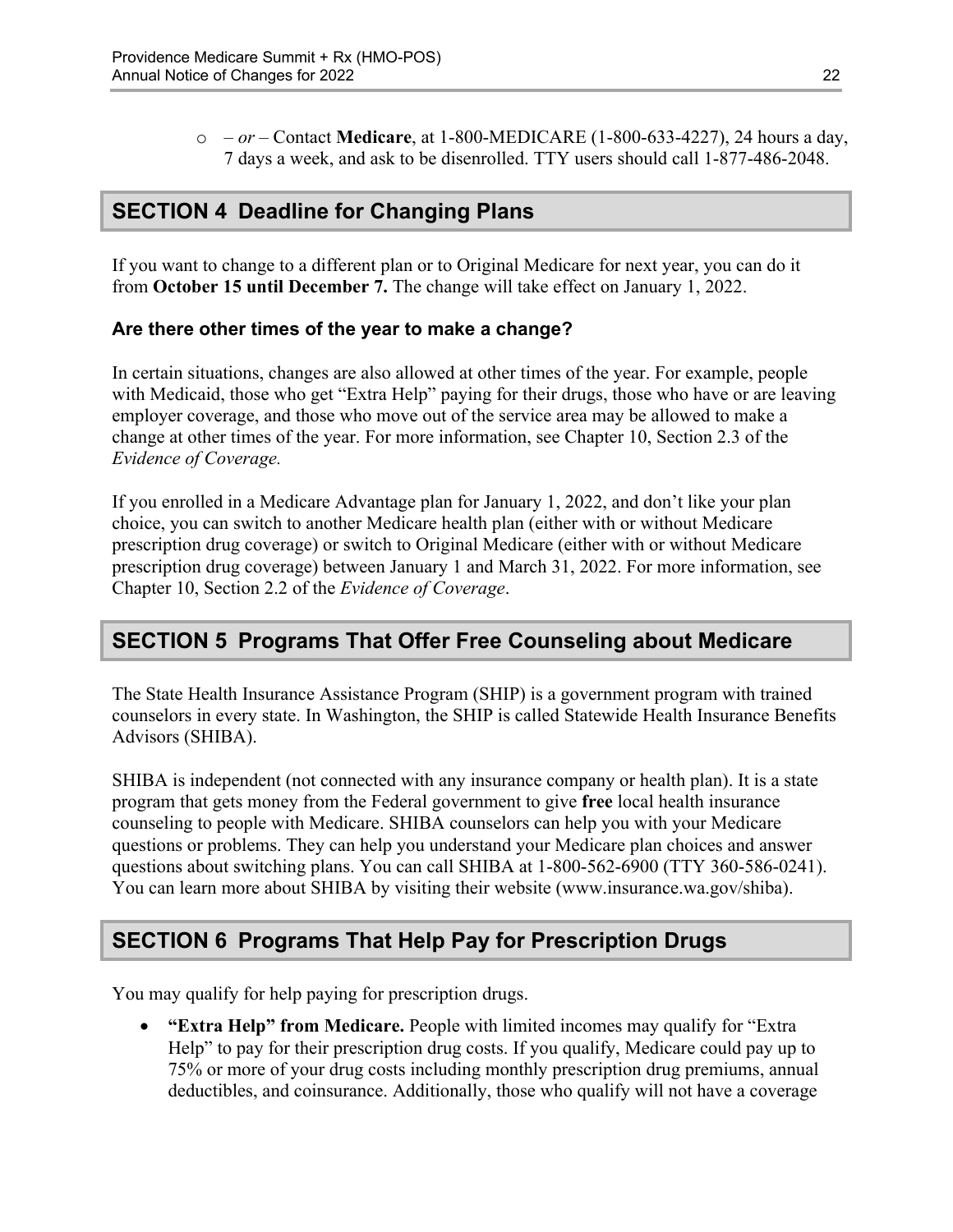- – *or* – Contact **Medicare**, at 1-800-MEDICARE (1-800-633-4227), 24 hours a day, 7 days a week, and ask to be disenrolled. TTY users should call 1-877-486-2048.

## SECTION 4 Deadline for Changing Plans

If you want to change to a different plan or to Original Medicare for next year, you can do it from **October 15 until December 7.** The change will take effect on January 1, 2022.

### Are there other times of the year to make a change?

In certain situations, changes are also allowed at other times of the year. For example, people with Medicaid, those who get "Extra Help" paying for their drugs, those who have or are leaving employer coverage, and those who move out of the service area may be allowed to make a change at other times of the year. For more information, see Chapter 10, Section 2.3 of the *Evidence of Coverage.*

If you enrolled in a Medicare Advantage plan for January 1, 2022, and don't like your plan choice, you can switch to another Medicare health plan (either with or without Medicare prescription drug coverage) or switch to Original Medicare (either with or without Medicare prescription drug coverage) between January 1 and March 31, 2022. For more information, see Chapter 10, Section 2.2 of the *Evidence of Coverage*.

## SECTION 5 Programs That Offer Free Counseling about Medicare

The State Health Insurance Assistance Program (SHIP) is a government program with trained counselors in every state. In Washington, the SHIP is called Statewide Health Insurance Benefits Advisors (SHIBA).

SHIBA is independent (not connected with any insurance company or health plan). It is a state program that gets money from the Federal government to give **free** local health insurance counseling to people with Medicare. SHIBA counselors can help you with your Medicare questions or problems. They can help you understand your Medicare plan choices and answer questions about switching plans. You can call SHIBA at 1-800-562-6900 (TTY 360-586-0241). You can learn more about SHIBA by visiting their website (www.insurance.wa.gov/shiba).

## SECTION 6 Programs That Help Pay for Prescription Drugs

You may qualify for help paying for prescription drugs.

- **"Extra Help" from Medicare.** People with limited incomes may qualify for "Extra Help" to pay for their prescription drug costs. If you qualify, Medicare could pay up to 75% or more of your drug costs including monthly prescription drug premiums, annual deductibles, and coinsurance. Additionally, those who qualify will not have a coverage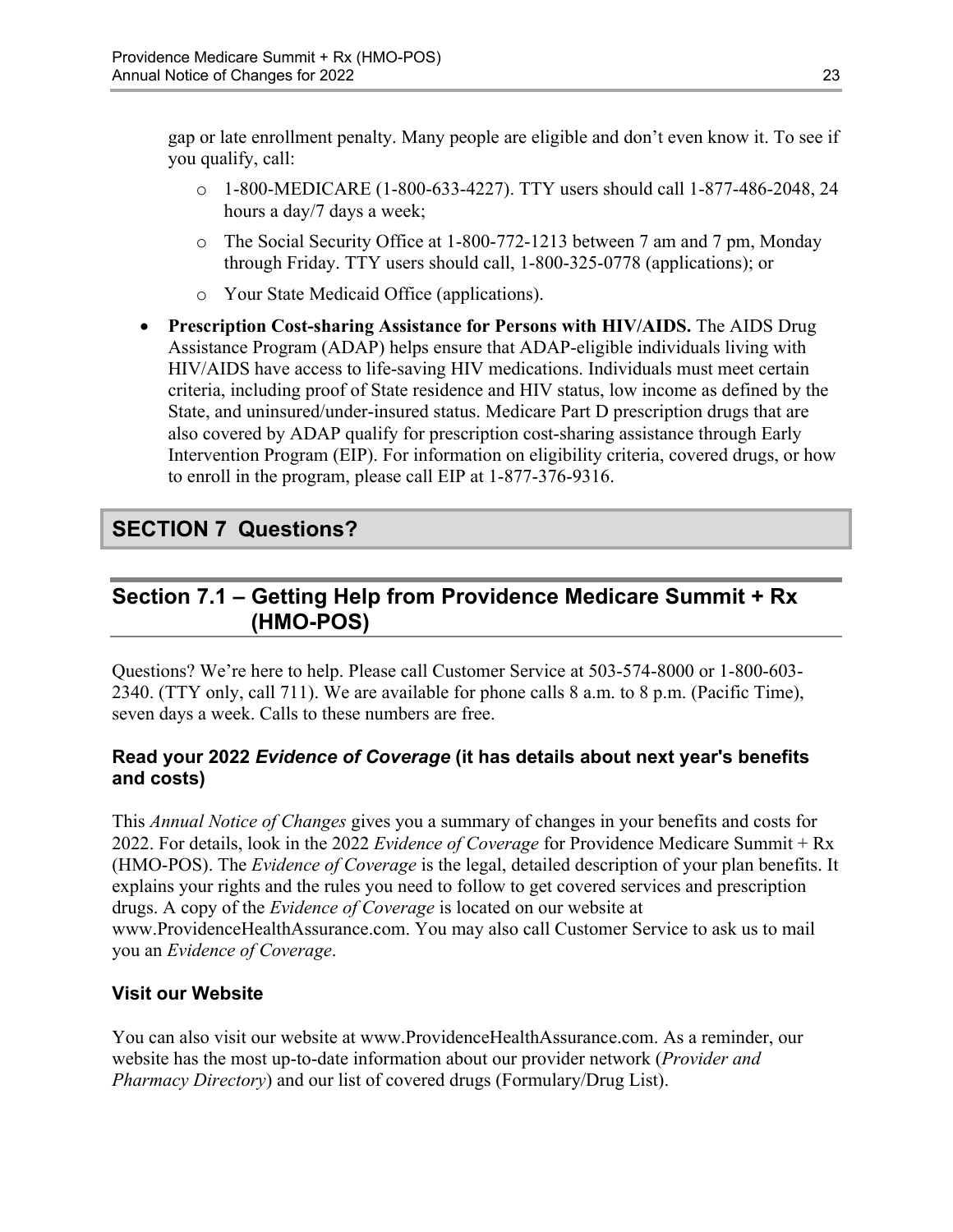gap or late enrollment penalty. Many people are eligible and don't even know it. To see if you qualify, call:

  - 1-800-MEDICARE (1-800-633-4227). TTY users should call 1-877-486-2048, 24 hours a day/7 days a week;
  - The Social Security Office at 1-800-772-1213 between 7 am and 7 pm, Monday through Friday. TTY users should call, 1-800-325-0778 (applications); or
  - Your State Medicaid Office (applications).

- **Prescription Cost-sharing Assistance for Persons with HIV/AIDS.** The AIDS Drug Assistance Program (ADAP) helps ensure that ADAP-eligible individuals living with HIV/AIDS have access to life-saving HIV medications. Individuals must meet certain criteria, including proof of State residence and HIV status, low income as defined by the State, and uninsured/under-insured status. Medicare Part D prescription drugs that are also covered by ADAP qualify for prescription cost-sharing assistance through Early Intervention Program (EIP). For information on eligibility criteria, covered drugs, or how to enroll in the program, please call EIP at 1-877-376-9316.

# SECTION 7 Questions?

## Section 7.1 – Getting Help from Providence Medicare Summit + Rx (HMO-POS)

Questions? We're here to help. Please call Customer Service at 503-574-8000 or 1-800-603-2340. (TTY only, call 711). We are available for phone calls 8 a.m. to 8 p.m. (Pacific Time), seven days a week. Calls to these numbers are free.

### Read your 2022 *Evidence of Coverage* (it has details about next year's benefits and costs)

This *Annual Notice of Changes* gives you a summary of changes in your benefits and costs for 2022. For details, look in the 2022 *Evidence of Coverage* for Providence Medicare Summit + Rx (HMO-POS). The *Evidence of Coverage* is the legal, detailed description of your plan benefits. It explains your rights and the rules you need to follow to get covered services and prescription drugs. A copy of the *Evidence of Coverage* is located on our website at www.ProvidenceHealthAssurance.com. You may also call Customer Service to ask us to mail you an *Evidence of Coverage*.

### Visit our Website

You can also visit our website at www.ProvidenceHealthAssurance.com. As a reminder, our website has the most up-to-date information about our provider network (*Provider and Pharmacy Directory*) and our list of covered drugs (Formulary/Drug List).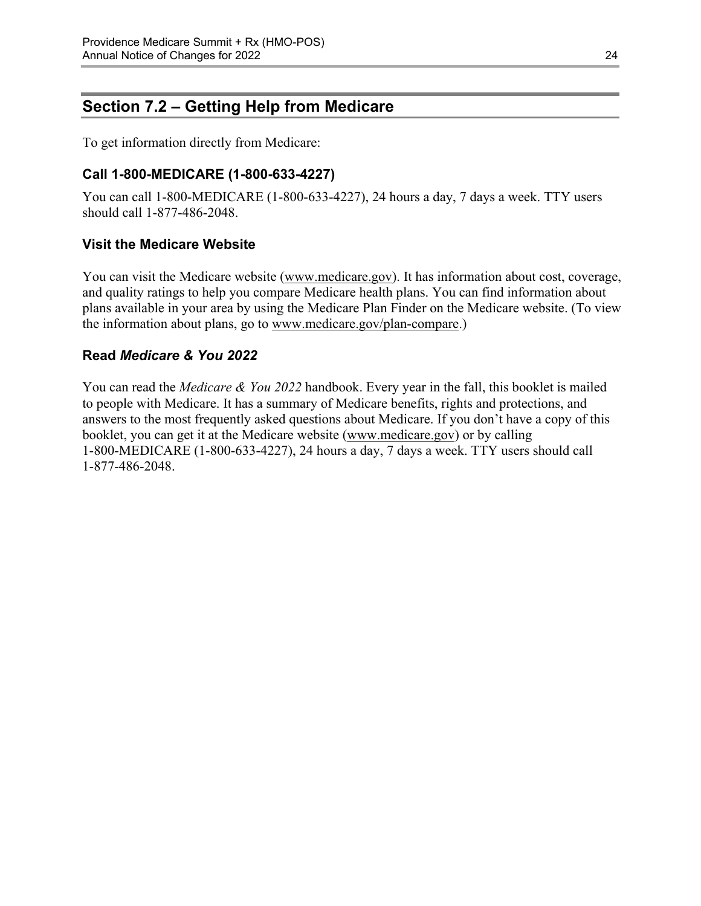## Section 7.2 – Getting Help from Medicare

To get information directly from Medicare:

### Call 1-800-MEDICARE (1-800-633-4227)

You can call 1-800-MEDICARE (1-800-633-4227), 24 hours a day, 7 days a week. TTY users should call 1-877-486-2048.

### Visit the Medicare Website

You can visit the Medicare website (www.medicare.gov). It has information about cost, coverage, and quality ratings to help you compare Medicare health plans. You can find information about plans available in your area by using the Medicare Plan Finder on the Medicare website. (To view the information about plans, go to www.medicare.gov/plan-compare.)

### Read *Medicare & You 2022*

You can read the *Medicare & You 2022* handbook. Every year in the fall, this booklet is mailed to people with Medicare. It has a summary of Medicare benefits, rights and protections, and answers to the most frequently asked questions about Medicare. If you don't have a copy of this booklet, you can get it at the Medicare website (www.medicare.gov) or by calling 1-800-MEDICARE (1-800-633-4227), 24 hours a day, 7 days a week. TTY users should call 1-877-486-2048.